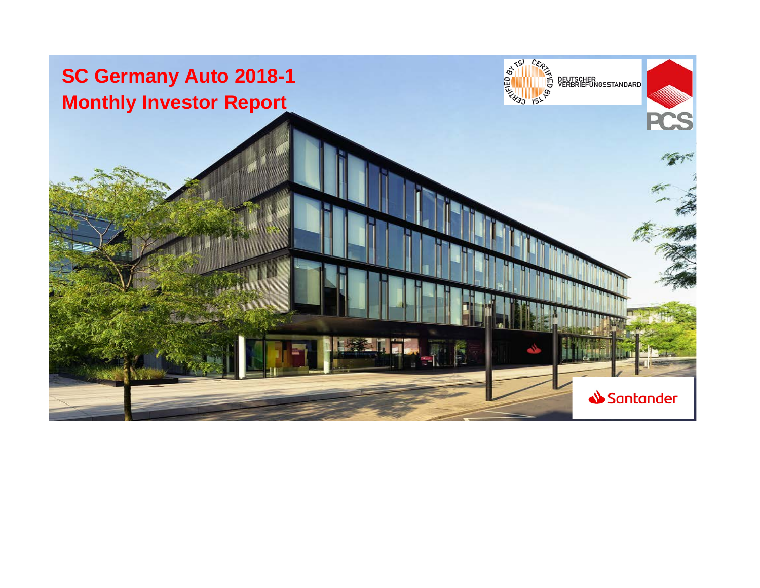# SC Germany Auto 2018-1
# Monthly Investor Report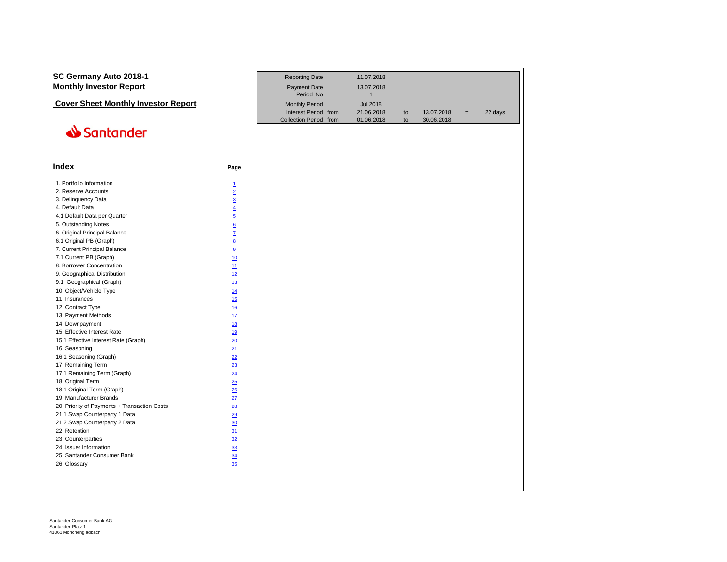# SC Germany Auto 2018-1
## Monthly Investor Report

### Cover Sheet Monthly Investor Report

| | | | | | |
|---|---|---|---|---|---|
| Reporting Date | 11.07.2018 | | | | |
| Payment Date | 13.07.2018 | | | | |
| Period No | 1 | | | | |
| Monthly Period | Jul 2018 | | | | |
| Interest Period from | 21.06.2018 | to | 13.07.2018 | = | 22 days |
| Collection Period from | 01.06.2018 | to | 30.06.2018 | | |

Santander

## Index

| | Page |
|---|---|
| 1. Portfolio Information | 1 |
| 2. Reserve Accounts | 2 |
| 3. Delinquency Data | 3 |
| 4. Default Data | 4 |
| 4.1 Default Data per Quarter | 5 |
| 5. Outstanding Notes | 6 |
| 6. Original Principal Balance | 7 |
| 6.1 Original PB (Graph) | 8 |
| 7. Current Principal Balance | 9 |
| 7.1 Current PB (Graph) | 10 |
| 8. Borrower Concentration | 11 |
| 9. Geographical Distribution | 12 |
| 9.1 Geographical (Graph) | 13 |
| 10. Object/Vehicle Type | 14 |
| 11. Insurances | 15 |
| 12. Contract Type | 16 |
| 13. Payment Methods | 17 |
| 14. Downpayment | 18 |
| 15. Effective Interest Rate | 19 |
| 15.1 Effective Interest Rate (Graph) | 20 |
| 16. Seasoning | 21 |
| 16.1 Seasoning (Graph) | 22 |
| 17. Remaining Term | 23 |
| 17.1 Remaining Term (Graph) | 24 |
| 18. Original Term | 25 |
| 18.1 Original Term (Graph) | 26 |
| 19. Manufacturer Brands | 27 |
| 20. Priority of Payments + Transaction Costs | 28 |
| 21.1 Swap Counterparty 1 Data | 29 |
| 21.2 Swap Counterparty 2 Data | 30 |
| 22. Retention | 31 |
| 23. Counterparties | 32 |
| 24. Issuer Information | 33 |
| 25. Santander Consumer Bank | 34 |
| 26. Glossary | 35 |

Santander Consumer Bank AG
Santander-Platz 1
41061 Mönchengladbach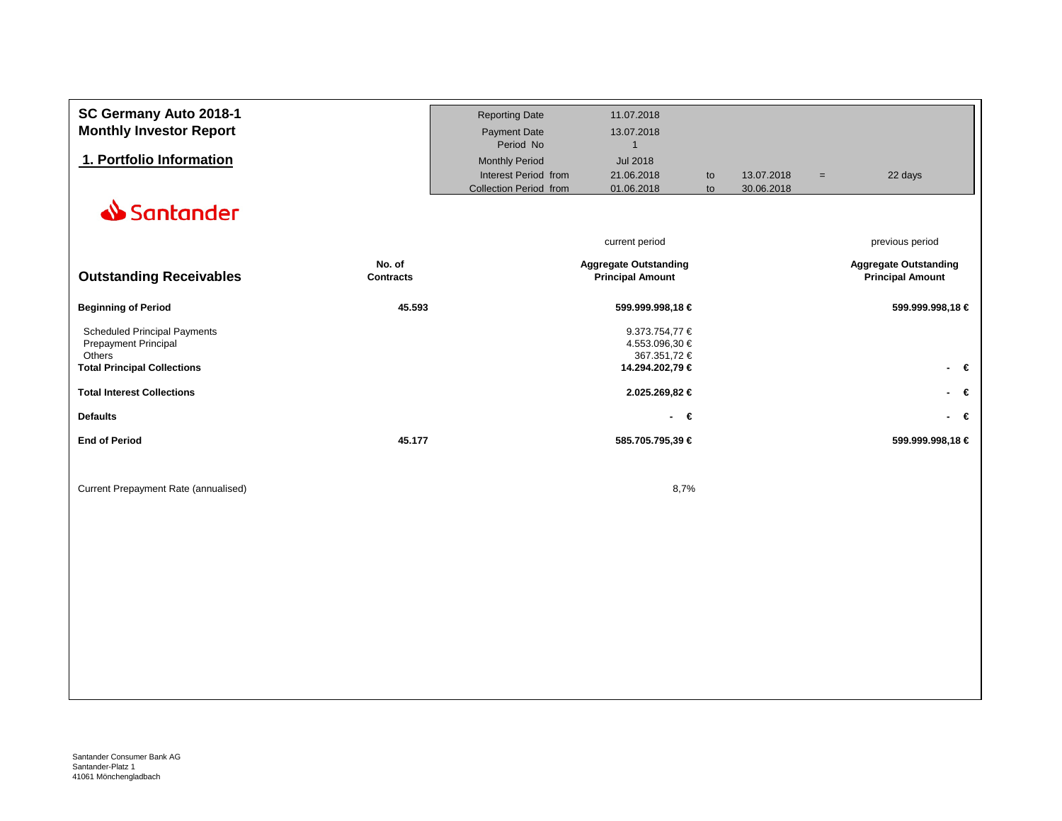# SC Germany Auto 2018-1

## Monthly Investor Report

| | | | | | |
|---|---|---|---|---|---|
| Reporting Date | 11.07.2018 | | | | |
| Payment Date | 13.07.2018 | | | | |
| Period No | 1 | | | | |
| Monthly Period | Jul 2018 | | | | |
| Interest Period from | 21.06.2018 | to | 13.07.2018 | = | 22 days |
| Collection Period from | 01.06.2018 | to | 30.06.2018 | | |

## 1. Portfolio Information

Santander

| Outstanding Receivables | No. of Contracts | current period<br>Aggregate Outstanding Principal Amount | previous period<br>Aggregate Outstanding Principal Amount |
|---|---|---|---|
| **Beginning of Period** | **45.593** | **599.999.998,18 €** | **599.999.998,18 €** |
| Scheduled Principal Payments | | 9.373.754,77 € | |
| Prepayment Principal | | 4.553.096,30 € | |
| Others | | 367.351,72 € | |
| **Total Principal Collections** | | **14.294.202,79 €** | **- €** |
| **Total Interest Collections** | | **2.025.269,82 €** | **- €** |
| **Defaults** | | **- €** | **- €** |
| **End of Period** | **45.177** | **585.705.795,39 €** | **599.999.998,18 €** |

Current Prepayment Rate (annualised) 8,7%

Santander Consumer Bank AG
Santander-Platz 1
41061 Mönchengladbach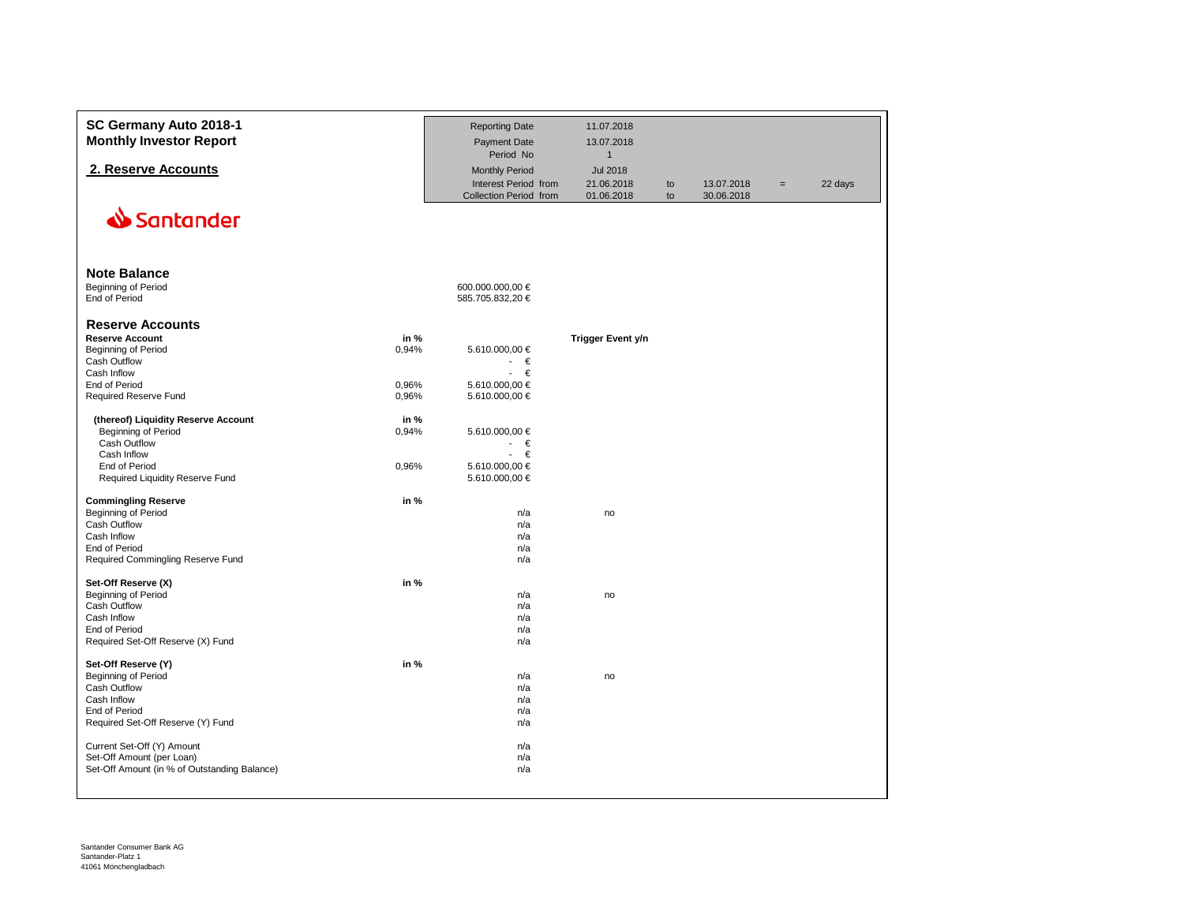# SC Germany Auto 2018-1
## Monthly Investor Report

## 2. Reserve Accounts

| | | | | | |
|---|---|---|---|---|---|
| Reporting Date | 11.07.2018 | | | | |
| Payment Date | 13.07.2018 | | | | |
| Period No | 1 | | | | |
| Monthly Period | Jul 2018 | | | | |
| Interest Period from | 21.06.2018 | to | 13.07.2018 | = | 22 days |
| Collection Period from | 01.06.2018 | to | 30.06.2018 | | |

Santander

### Note Balance

| | |
|---|---|
| Beginning of Period | 600.000.000,00 € |
| End of Period | 585.705.832,20 € |

### Reserve Accounts

| | in % | | Trigger Event y/n |
|---|---|---|---|
| **Reserve Account** | | | |
| Beginning of Period | 0,94% | 5.610.000,00 € | |
| Cash Outflow | | - € | |
| Cash Inflow | | - € | |
| End of Period | 0,96% | 5.610.000,00 € | |
| Required Reserve Fund | 0,96% | 5.610.000,00 € | |
| | | | |
| **(thereof) Liquidity Reserve Account** | **in %** | | |
| Beginning of Period | 0,94% | 5.610.000,00 € | |
| Cash Outflow | | - € | |
| Cash Inflow | | - € | |
| End of Period | 0,96% | 5.610.000,00 € | |
| Required Liquidity Reserve Fund | | 5.610.000,00 € | |
| | | | |
| **Commingling Reserve** | **in %** | | |
| Beginning of Period | | n/a | no |
| Cash Outflow | | n/a | |
| Cash Inflow | | n/a | |
| End of Period | | n/a | |
| Required Commingling Reserve Fund | | n/a | |
| | | | |
| **Set-Off Reserve (X)** | **in %** | | |
| Beginning of Period | | n/a | no |
| Cash Outflow | | n/a | |
| Cash Inflow | | n/a | |
| End of Period | | n/a | |
| Required Set-Off Reserve (X) Fund | | n/a | |
| | | | |
| **Set-Off Reserve (Y)** | **in %** | | |
| Beginning of Period | | n/a | no |
| Cash Outflow | | n/a | |
| Cash Inflow | | n/a | |
| End of Period | | n/a | |
| Required Set-Off Reserve (Y) Fund | | n/a | |
| | | | |
| Current Set-Off (Y) Amount | | n/a | |
| Set-Off Amount (per Loan) | | n/a | |
| Set-Off Amount (in % of Outstanding Balance) | | n/a | |

Santander Consumer Bank AG
Santander-Platz 1
41061 Mönchengladbach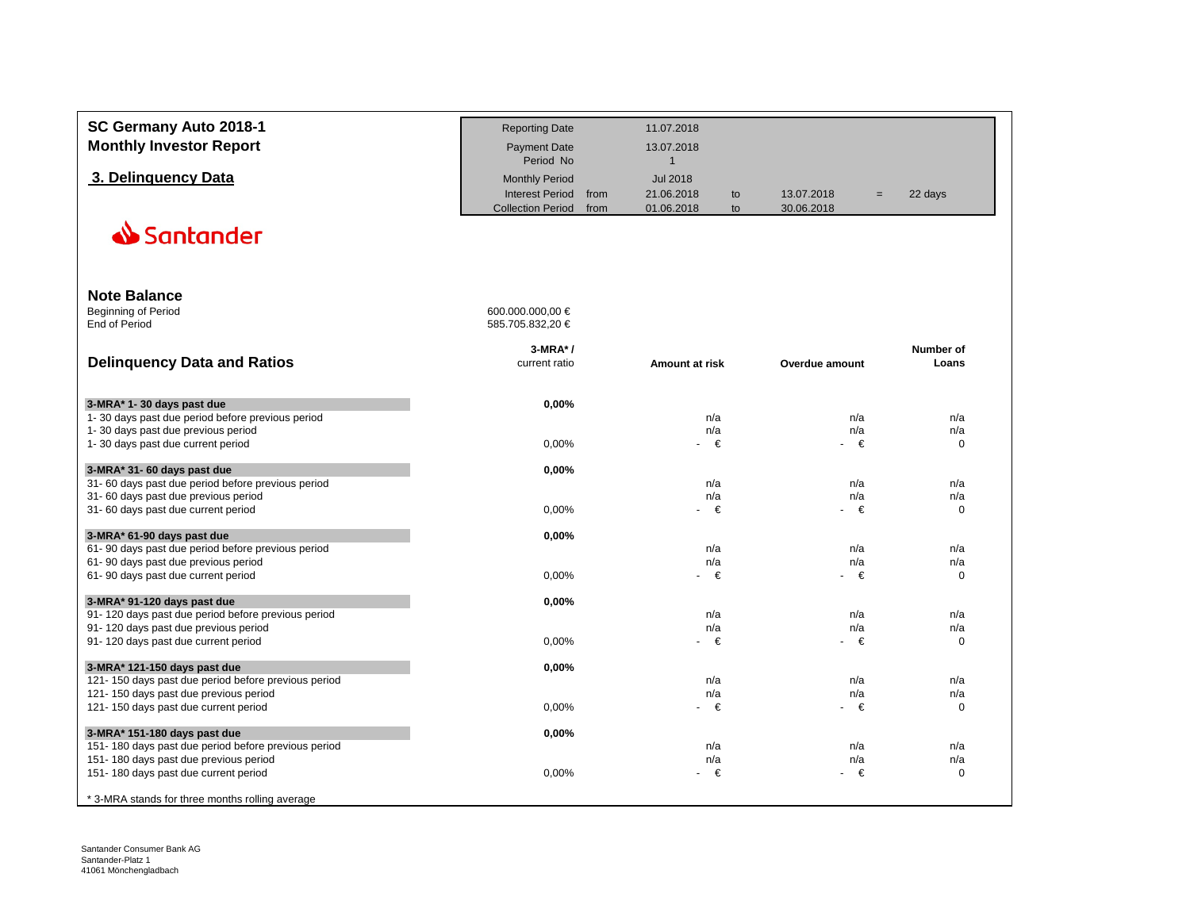# SC Germany Auto 2018-1

## Monthly Investor Report

## 3. Delinquency Data

| | | | | | | |
|---|---|---|---|---|---|---|
| Reporting Date | | 11.07.2018 | | | | |
| Payment Date | | 13.07.2018 | | | | |
| Period No | | 1 | | | | |
| Monthly Period | | Jul 2018 | | | | |
| Interest Period | from | 21.06.2018 | to | 13.07.2018 | = | 22 days |
| Collection Period | from | 01.06.2018 | to | 30.06.2018 | | |

Santander

## Note Balance

| | |
|---|---|
| Beginning of Period | 600.000.000,00 € |
| End of Period | 585.705.832,20 € |

## Delinquency Data and Ratios

| | 3-MRA* / current ratio | Amount at risk | Overdue amount | Number of Loans |
|---|---|---|---|---|
| **3-MRA* 1- 30 days past due** | **0,00%** | | | |
| 1- 30 days past due period before previous period | | n/a | n/a | n/a |
| 1- 30 days past due previous period | | n/a | n/a | n/a |
| 1- 30 days past due current period | 0,00% | - € | - € | 0 |
| **3-MRA* 31- 60 days past due** | **0,00%** | | | |
| 31- 60 days past due period before previous period | | n/a | n/a | n/a |
| 31- 60 days past due previous period | | n/a | n/a | n/a |
| 31- 60 days past due current period | 0,00% | - € | - € | 0 |
| **3-MRA* 61-90 days past due** | **0,00%** | | | |
| 61- 90 days past due period before previous period | | n/a | n/a | n/a |
| 61- 90 days past due previous period | | n/a | n/a | n/a |
| 61- 90 days past due current period | 0,00% | - € | - € | 0 |
| **3-MRA* 91-120 days past due** | **0,00%** | | | |
| 91- 120 days past due period before previous period | | n/a | n/a | n/a |
| 91- 120 days past due previous period | | n/a | n/a | n/a |
| 91- 120 days past due current period | 0,00% | - € | - € | 0 |
| **3-MRA* 121-150 days past due** | **0,00%** | | | |
| 121- 150 days past due period before previous period | | n/a | n/a | n/a |
| 121- 150 days past due previous period | | n/a | n/a | n/a |
| 121- 150 days past due current period | 0,00% | - € | - € | 0 |
| **3-MRA* 151-180 days past due** | **0,00%** | | | |
| 151- 180 days past due period before previous period | | n/a | n/a | n/a |
| 151- 180 days past due previous period | | n/a | n/a | n/a |
| 151- 180 days past due current period | 0,00% | - € | - € | 0 |

* 3-MRA stands for three months rolling average

Santander Consumer Bank AG
Santander-Platz 1
41061 Mönchengladbach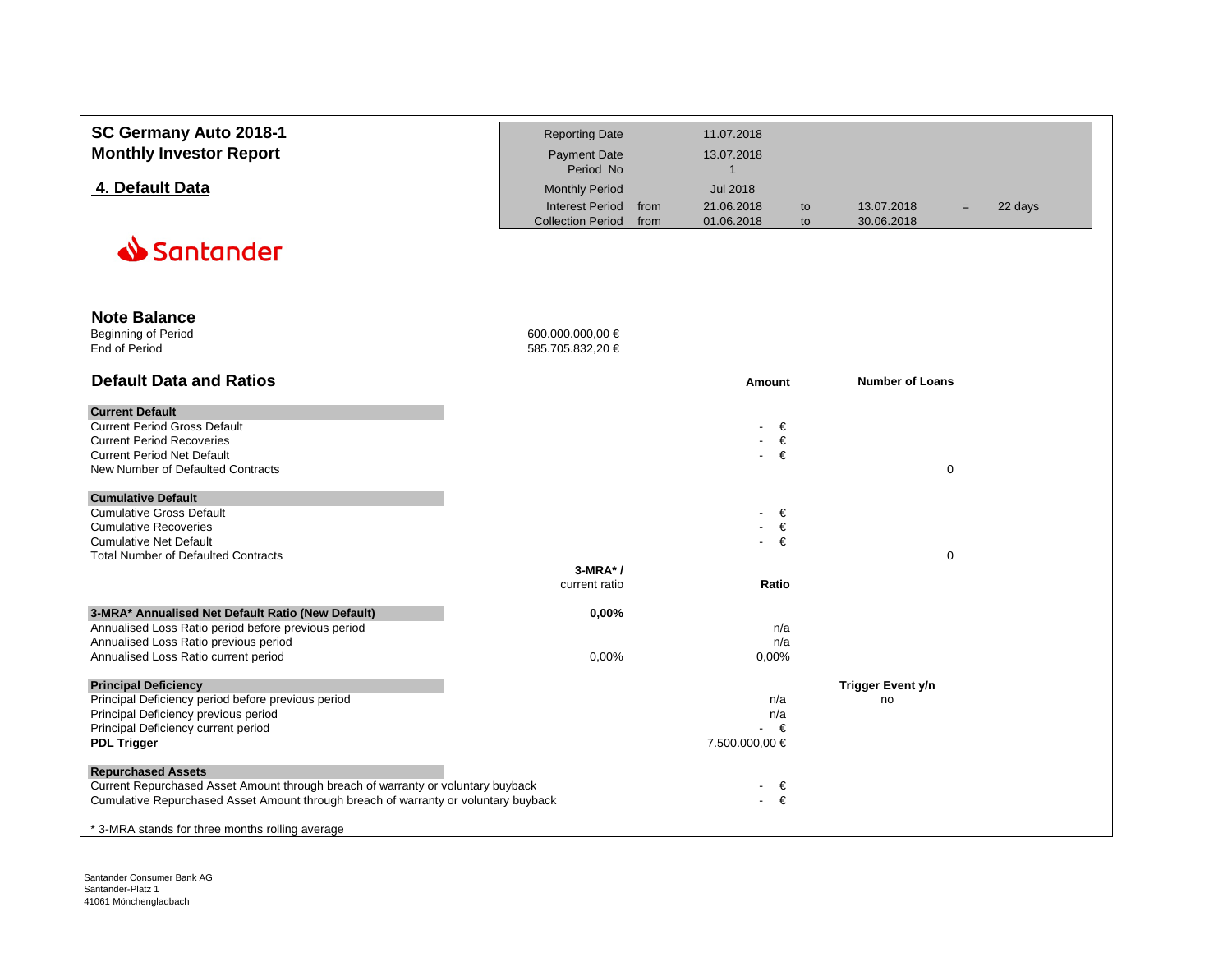# SC Germany Auto 2018-1
## Monthly Investor Report

## 4. Default Data

| | | | | | | |
|---|---|---|---|---|---|---|
| Reporting Date | | 11.07.2018 | | | | |
| Payment Date | | 13.07.2018 | | | | |
| Period No | | 1 | | | | |
| Monthly Period | | Jul 2018 | | | | |
| Interest Period | from | 21.06.2018 | to | 13.07.2018 | = | 22 days |
| Collection Period | from | 01.06.2018 | to | 30.06.2018 | | |

Santander

### Note Balance

| | |
|---|---|
| Beginning of Period | 600.000.000,00 € |
| End of Period | 585.705.832,20 € |

### Default Data and Ratios

| | | Amount | Number of Loans |
|---|---|---|---|
| **Current Default** | | | |
| Current Period Gross Default | | - € | |
| Current Period Recoveries | | - € | |
| Current Period Net Default | | - € | |
| New Number of Defaulted Contracts | | | 0 |
| **Cumulative Default** | | | |
| Cumulative Gross Default | | - € | |
| Cumulative Recoveries | | - € | |
| Cumulative Net Default | | - € | |
| Total Number of Defaulted Contracts | | | 0 |

| | 3-MRA* / current ratio | Ratio | |
|---|---|---|---|
| **3-MRA* Annualised Net Default Ratio (New Default)** | **0,00%** | | |
| Annualised Loss Ratio period before previous period | | n/a | |
| Annualised Loss Ratio previous period | | n/a | |
| Annualised Loss Ratio current period | 0,00% | 0,00% | |

| | Amount | Trigger Event y/n |
|---|---|---|
| **Principal Deficiency** | | |
| Principal Deficiency period before previous period | n/a | no |
| Principal Deficiency previous period | n/a | |
| Principal Deficiency current period | - € | |
| **PDL Trigger** | 7.500.000,00 € | |

| | Amount |
|---|---|
| **Repurchased Assets** | |
| Current Repurchased Asset Amount through breach of warranty or voluntary buyback | - € |
| Cumulative Repurchased Asset Amount through breach of warranty or voluntary buyback | - € |

* 3-MRA stands for three months rolling average

Santander Consumer Bank AG
Santander-Platz 1
41061 Mönchengladbach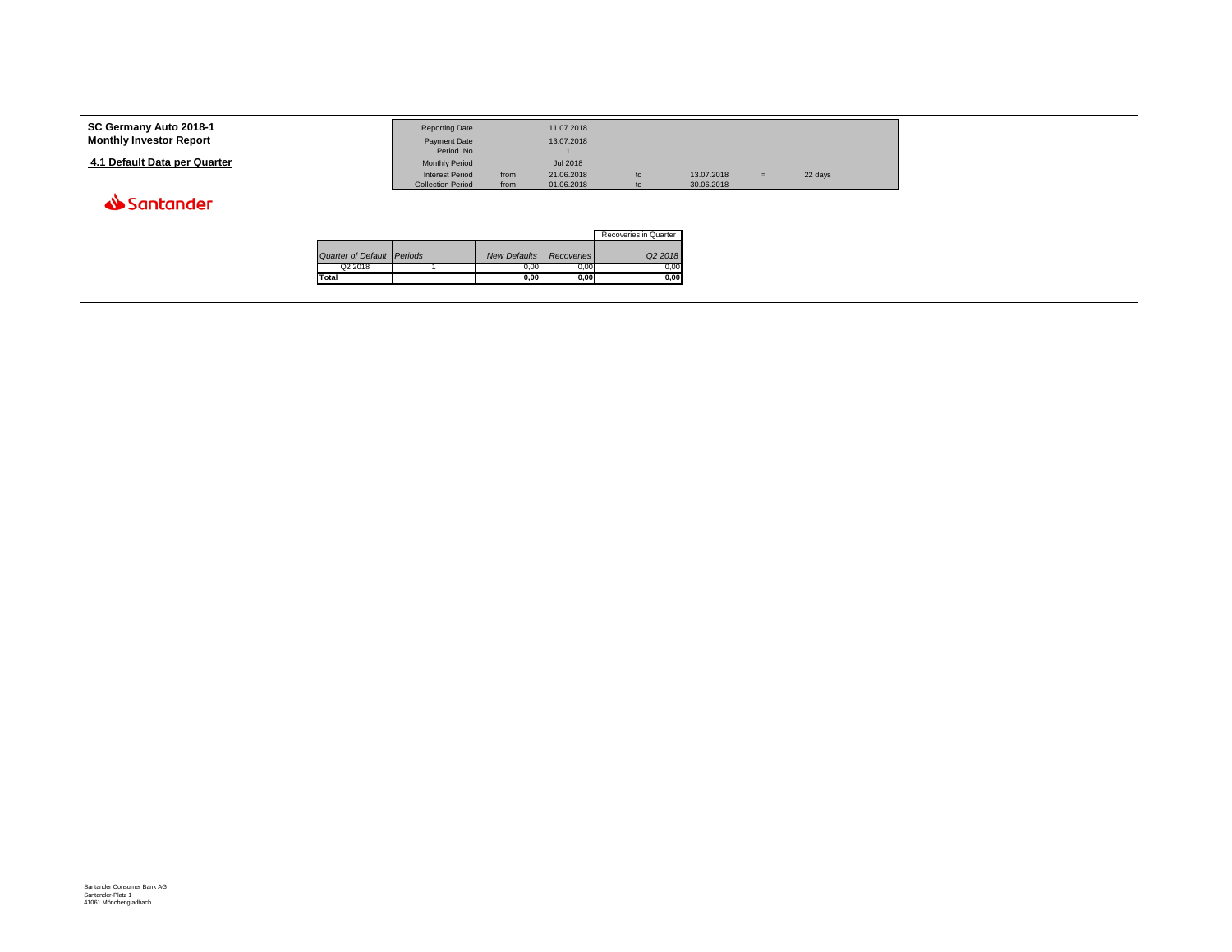**SC Germany Auto 2018-1**
**Monthly Investor Report**

## 4.1 Default Data per Quarter

| | | | | | | |
|---|---|---|---|---|---|---|
| Reporting Date | | 11.07.2018 | | | | |
| Payment Date | | 13.07.2018 | | | | |
| Period No | | 1 | | | | |
| Monthly Period | | Jul 2018 | | | | |
| Interest Period | from | 21.06.2018 | to | 13.07.2018 | = | 22 days |
| Collection Period | from | 01.06.2018 | to | 30.06.2018 | | |

Santander

| | | | | Recoveries in Quarter |
|---|---|---|---|---|
| *Quarter of Default* | *Periods* | *New Defaults* | *Recoveries* | *Q2 2018* |
| Q2 2018 | 1 | 0,00 | 0,00 | 0,00 |
| **Total** | | **0,00** | **0,00** | **0,00** |

Santander Consumer Bank AG
Santander-Platz 1
41061 Mönchengladbach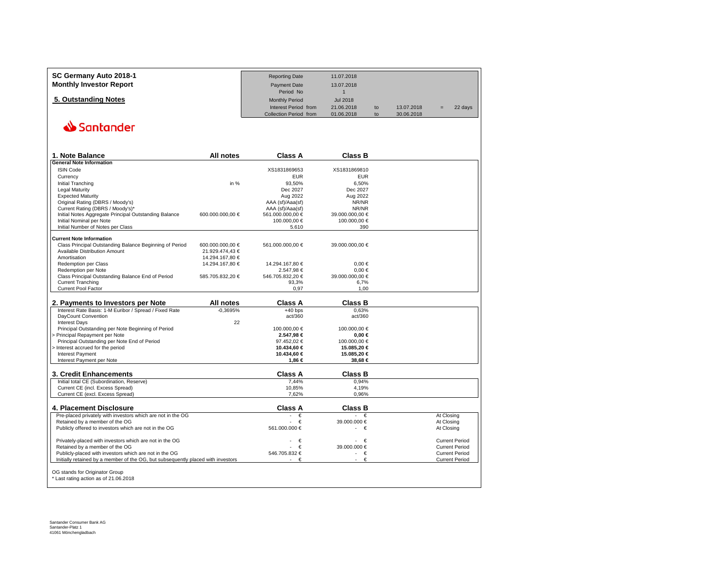**SC Germany Auto 2018-1**
**Monthly Investor Report**

**5. Outstanding Notes**

| Reporting Date | 11.07.2018 | | | | |
|---|---|---|---|---|---|
| Payment Date | 13.07.2018 | | | | |
| Period No | 1 | | | | |
| Monthly Period | Jul 2018 | | | | |
| Interest Period from | 21.06.2018 | to | 13.07.2018 | = | 22 days |
| Collection Period from | 01.06.2018 | to | 30.06.2018 | | |

Santander

## 1. Note Balance

| | All notes | Class A | Class B |
|---|---|---|---|
| **General Note Information** | | | |
| ISIN Code | | XS1831869653 | XS1831869810 |
| Currency | | EUR | EUR |
| Initial Tranching | in % | 93,50% | 6,50% |
| Legal Maturity | | Dec 2027 | Dec 2027 |
| Expected Maturity | | Aug 2022 | Aug 2022 |
| Original Rating (DBRS / Moody's) | | AAA (sf)/Aaa(sf) | NR/NR |
| Current Rating (DBRS / Moody's)* | | AAA (sf)/Aaa(sf) | NR/NR |
| Initial Notes Aggregate Principal Outstanding Balance | 600.000.000,00 € | 561.000.000,00 € | 39.000.000,00 € |
| Initial Nominal per Note | | 100.000,00 € | 100.000,00 € |
| Initial Number of Notes per Class | | 5.610 | 390 |
| **Current Note Information** | | | |
| Class Principal Outstanding Balance Beginning of Period | 600.000.000,00 € | 561.000.000,00 € | 39.000.000,00 € |
| Available Distribution Amount | 21.929.474,43 € | | |
| Amortisation | 14.294.167,80 € | | |
| Redemption per Class | 14.294.167,80 € | 14.294.167,80 € | 0,00 € |
| Redemption per Note | | 2.547,98 € | 0,00 € |
| Class Principal Outstanding Balance End of Period | 585.705.832,20 € | 546.705.832,20 € | 39.000.000,00 € |
| Current Tranching | | 93,3% | 6,7% |
| Current Pool Factor | | 0,97 | 1,00 |

## 2. Payments to Investors per Note

| | All notes | Class A | Class B |
|---|---|---|---|
| Interest Rate Basis: 1-M Euribor / Spread / Fixed Rate | -0,3695% | +40 bps | 0,63% |
| DayCount Convention | | act/360 | act/360 |
| Interest Days | 22 | | |
| Principal Outstanding per Note Beginning of Period | | 100.000,00 € | 100.000,00 € |
| > Principal Repayment per Note | | **2.547,98 €** | **0,00 €** |
| Principal Outstanding per Note End of Period | | 97.452,02 € | 100.000,00 € |
| > Interest accrued for the period | | **10.434,60 €** | **15.085,20 €** |
| Interest Payment | | **10.434,60 €** | **15.085,20 €** |
| Interest Payment per Note | | **1,86 €** | **38,68 €** |

## 3. Credit Enhancements

| | Class A | Class B |
|---|---|---|
| Initial total CE (Subordination, Reserve) | 7,44% | 0,94% |
| Current CE (incl. Excess Spread) | 10,85% | 4,19% |
| Current CE (excl. Excess Spread) | 7,62% | 0,96% |

## 4. Placement Disclosure

| | Class A | Class B | |
|---|---|---|---|
| Pre-placed privately with investors which are not in the OG | - € | - € | At Closing |
| Retained by a member of the OG | - € | 39.000.000 € | At Closing |
| Publicly offered to investors which are not in the OG | 561.000.000 € | - € | At Closing |
| Privately-placed with investors which are not in the OG | - € | - € | Current Period |
| Retained by a member of the OG | - € | 39.000.000 € | Current Period |
| Publicly-placed with investors which are not in the OG | 546.705.832 € | - € | Current Period |
| Initially retained by a member of the OG, but subsequently placed with investors | - € | - € | Current Period |

OG stands for Originator Group
* Last rating action as of 21.06.2018

Santander Consumer Bank AG
Santander-Platz 1
41061 Mönchengladbach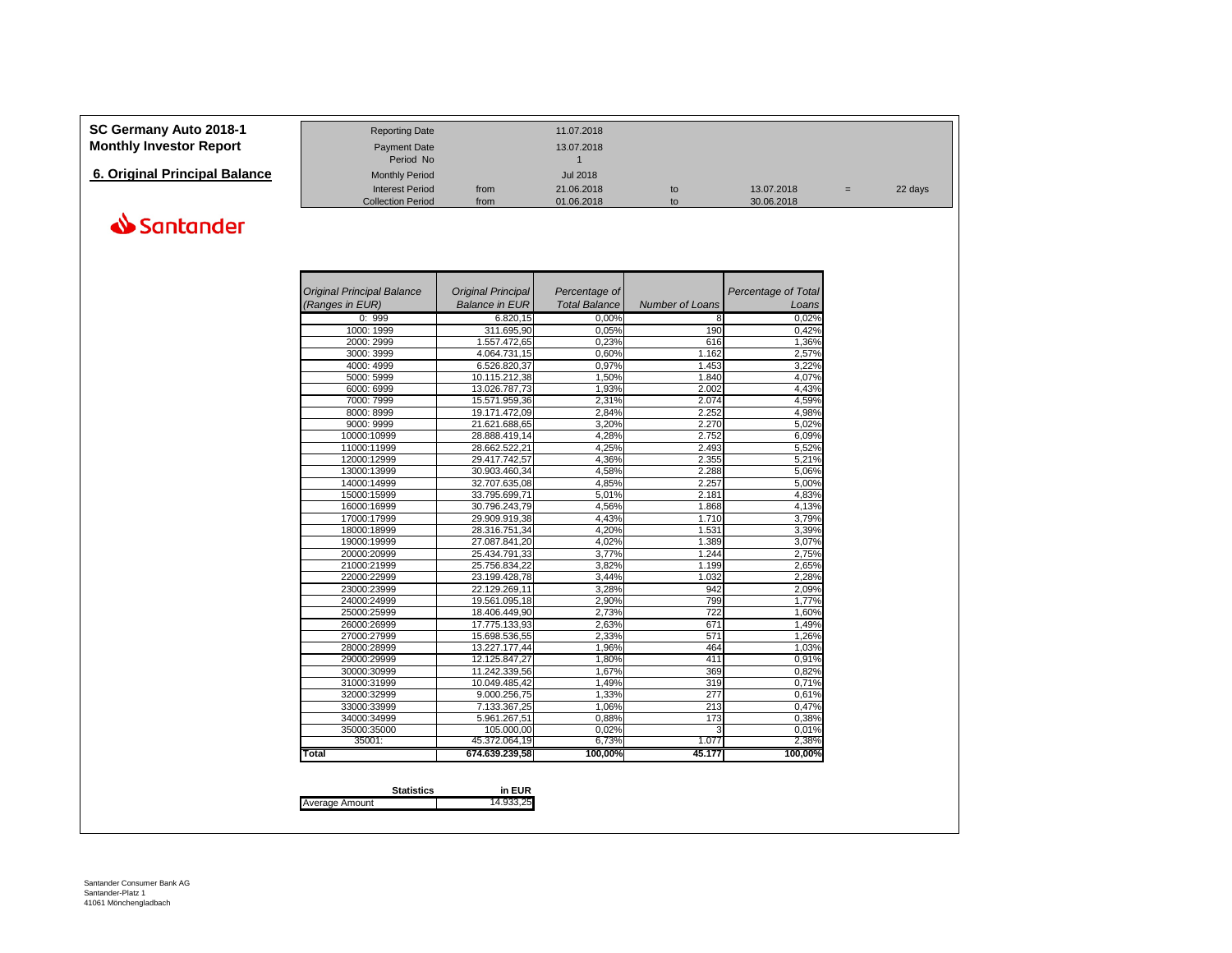# SC Germany Auto 2018-1
## Monthly Investor Report

### 6. Original Principal Balance

Santander

| | | | | | | |
|---|---|---|---|---|---|---|
| Reporting Date | | 11.07.2018 | | | | |
| Payment Date | | 13.07.2018 | | | | |
| Period No | | 1 | | | | |
| Monthly Period | | Jul 2018 | | | | |
| Interest Period | from | 21.06.2018 | to | 13.07.2018 | = | 22 days |
| Collection Period | from | 01.06.2018 | to | 30.06.2018 | | |

| *Original Principal Balance (Ranges in EUR)* | *Original Principal Balance in EUR* | *Percentage of Total Balance* | *Number of Loans* | *Percentage of Total Loans* |
|---|---|---|---|---|
| 0: 999 | 6.820,15 | 0,00% | 8 | 0,02% |
| 1000: 1999 | 311.695,90 | 0,05% | 190 | 0,42% |
| 2000: 2999 | 1.557.472,65 | 0,23% | 616 | 1,36% |
| 3000: 3999 | 4.064.731,15 | 0,60% | 1.162 | 2,57% |
| 4000: 4999 | 6.526.820,37 | 0,97% | 1.453 | 3,22% |
| 5000: 5999 | 10.115.212,38 | 1,50% | 1.840 | 4,07% |
| 6000: 6999 | 13.026.787,73 | 1,93% | 2.002 | 4,43% |
| 7000: 7999 | 15.571.959,36 | 2,31% | 2.074 | 4,59% |
| 8000: 8999 | 19.171.472,09 | 2,84% | 2.252 | 4,98% |
| 9000: 9999 | 21.621.688,65 | 3,20% | 2.270 | 5,02% |
| 10000:10999 | 28.888.419,14 | 4,28% | 2.752 | 6,09% |
| 11000:11999 | 28.662.522,21 | 4,25% | 2.493 | 5,52% |
| 12000:12999 | 29.417.742,57 | 4,36% | 2.355 | 5,21% |
| 13000:13999 | 30.903.460,34 | 4,58% | 2.288 | 5,06% |
| 14000:14999 | 32.707.635,08 | 4,85% | 2.257 | 5,00% |
| 15000:15999 | 33.795.699,71 | 5,01% | 2.181 | 4,83% |
| 16000:16999 | 30.796.243,79 | 4,56% | 1.868 | 4,13% |
| 17000:17999 | 29.909.919,38 | 4,43% | 1.710 | 3,79% |
| 18000:18999 | 28.316.751,34 | 4,20% | 1.531 | 3,39% |
| 19000:19999 | 27.087.841,20 | 4,02% | 1.389 | 3,07% |
| 20000:20999 | 25.434.791,33 | 3,77% | 1.244 | 2,75% |
| 21000:21999 | 25.756.834,22 | 3,82% | 1.199 | 2,65% |
| 22000:22999 | 23.199.428,78 | 3,44% | 1.032 | 2,28% |
| 23000:23999 | 22.129.269,11 | 3,28% | 942 | 2,09% |
| 24000:24999 | 19.561.095,18 | 2,90% | 799 | 1,77% |
| 25000:25999 | 18.406.449,90 | 2,73% | 722 | 1,60% |
| 26000:26999 | 17.775.133,93 | 2,63% | 671 | 1,49% |
| 27000:27999 | 15.698.536,55 | 2,33% | 571 | 1,26% |
| 28000:28999 | 13.227.177,44 | 1,96% | 464 | 1,03% |
| 29000:29999 | 12.125.847,27 | 1,80% | 411 | 0,91% |
| 30000:30999 | 11.242.339,56 | 1,67% | 369 | 0,82% |
| 31000:31999 | 10.049.485,42 | 1,49% | 319 | 0,71% |
| 32000:32999 | 9.000.256,75 | 1,33% | 277 | 0,61% |
| 33000:33999 | 7.133.367,25 | 1,06% | 213 | 0,47% |
| 34000:34999 | 5.961.267,51 | 0,88% | 173 | 0,38% |
| 35000:35000 | 105.000,00 | 0,02% | 3 | 0,01% |
| 35001: | 45.372.064,19 | 6,73% | 1.077 | 2,38% |
| **Total** | **674.639.239,58** | **100,00%** | **45.177** | **100,00%** |

| **Statistics** | **in EUR** |
|---|---|
| Average Amount | 14.933,25 |

Santander Consumer Bank AG
Santander-Platz 1
41061 Mönchengladbach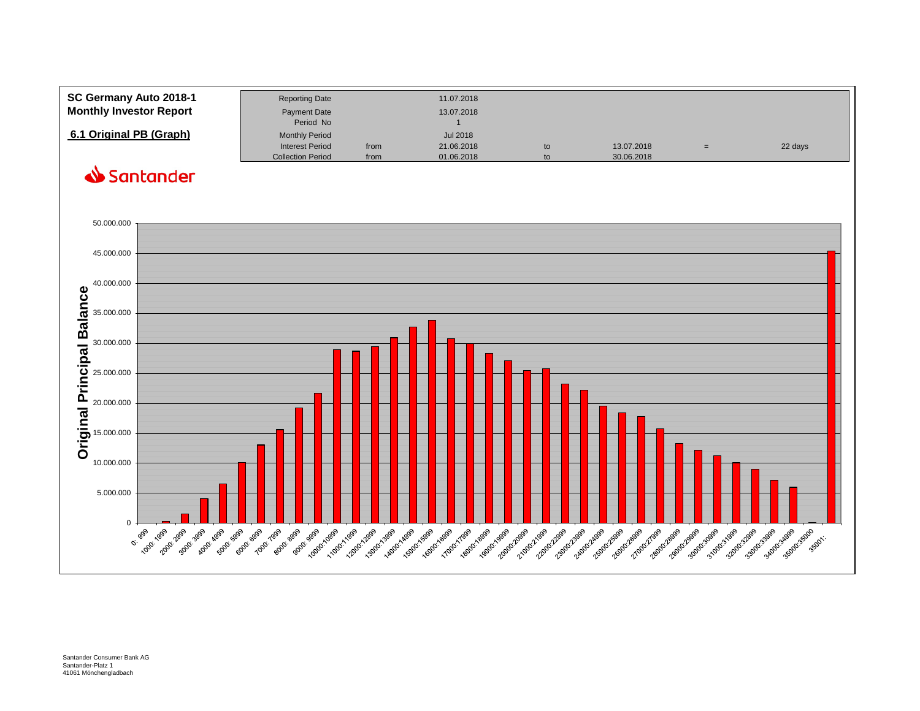**SC Germany Auto 2018-1**
**Monthly Investor Report**

## 6.1 Original PB (Graph)

| | | | | | | |
|---|---|---|---|---|---|---|
| Reporting Date | | 11.07.2018 | | | | |
| Payment Date | | 13.07.2018 | | | | |
| Period No | | 1 | | | | |
| Monthly Period | | Jul 2018 | | | | |
| Interest Period | from | 21.06.2018 | to | 13.07.2018 | = | 22 days |
| Collection Period | from | 01.06.2018 | to | 30.06.2018 | | |

Santander

Original Principal Balance

0: 999 | 1000: 1999 | 2000: 2999 | 3000: 3999 | 4000: 4999 | 5000: 5999 | 6000: 6999 | 7000: 7999 | 8000: 8999 | 9000: 9999 | 10000:10999 | 11000:11999 | 12000:12999 | 13000:13999 | 14000:14999 | 15000:15999 | 16000:16999 | 17000:17999 | 18000:18999 | 19000:19999 | 20000:20999 | 21000:21999 | 22000:22999 | 23000:23999 | 24000:24999 | 25000:25999 | 26000:26999 | 27000:27999 | 28000:28999 | 29000:29999 | 30000:30999 | 31000:31999 | 32000:32999 | 33000:33999 | 34000:34999 | 35000:35000 | 35001:

Santander Consumer Bank AG
Santander-Platz 1
41061 Mönchengladbach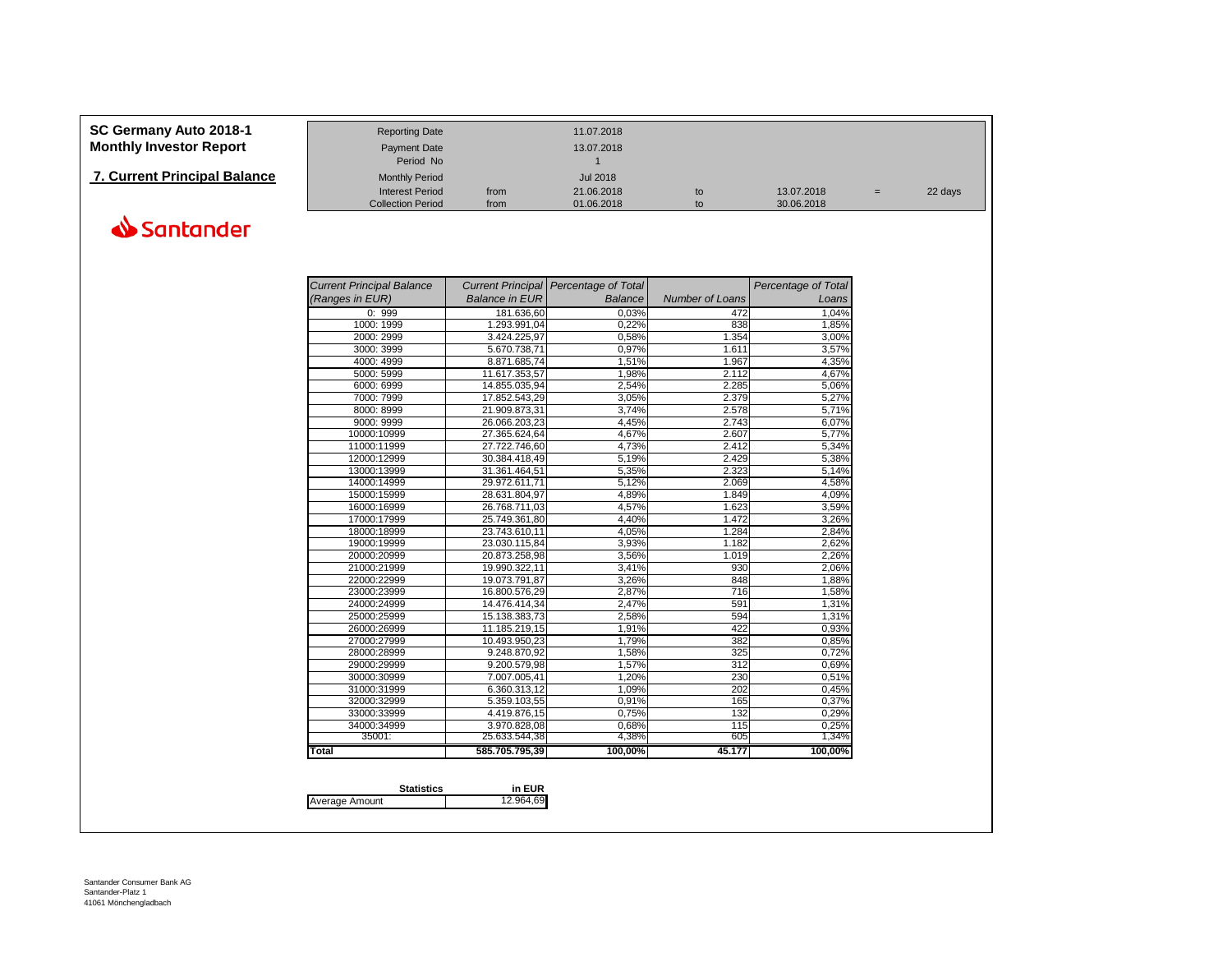# SC Germany Auto 2018-1
## Monthly Investor Report

### 7. Current Principal Balance

| | | | | | | |
|---|---|---|---|---|---|---|
| Reporting Date | | 11.07.2018 | | | | |
| Payment Date | | 13.07.2018 | | | | |
| Period No | | 1 | | | | |
| Monthly Period | | Jul 2018 | | | | |
| Interest Period | from | 21.06.2018 | to | 13.07.2018 | = | 22 days |
| Collection Period | from | 01.06.2018 | to | 30.06.2018 | | |

| *Current Principal Balance (Ranges in EUR)* | *Current Principal Balance in EUR* | *Percentage of Total Balance* | *Number of Loans* | *Percentage of Total Loans* |
|---|---|---|---|---|
| 0: 999 | 181.636,60 | 0,03% | 472 | 1,04% |
| 1000: 1999 | 1.293.991,04 | 0,22% | 838 | 1,85% |
| 2000: 2999 | 3.424.225,97 | 0,58% | 1.354 | 3,00% |
| 3000: 3999 | 5.670.738,71 | 0,97% | 1.611 | 3,57% |
| 4000: 4999 | 8.871.685,74 | 1,51% | 1.967 | 4,35% |
| 5000: 5999 | 11.617.353,57 | 1,98% | 2.112 | 4,67% |
| 6000: 6999 | 14.855.035,94 | 2,54% | 2.285 | 5,06% |
| 7000: 7999 | 17.852.543,29 | 3,05% | 2.379 | 5,27% |
| 8000: 8999 | 21.909.873,31 | 3,74% | 2.578 | 5,71% |
| 9000: 9999 | 26.066.203,23 | 4,45% | 2.743 | 6,07% |
| 10000:10999 | 27.365.624,64 | 4,67% | 2.607 | 5,77% |
| 11000:11999 | 27.722.746,60 | 4,73% | 2.412 | 5,34% |
| 12000:12999 | 30.384.418,49 | 5,19% | 2.429 | 5,38% |
| 13000:13999 | 31.361.464,51 | 5,35% | 2.323 | 5,14% |
| 14000:14999 | 29.972.611,71 | 5,12% | 2.069 | 4,58% |
| 15000:15999 | 28.631.804,97 | 4,89% | 1.849 | 4,09% |
| 16000:16999 | 26.768.711,03 | 4,57% | 1.623 | 3,59% |
| 17000:17999 | 25.749.361,80 | 4,40% | 1.472 | 3,26% |
| 18000:18999 | 23.743.610,11 | 4,05% | 1.284 | 2,84% |
| 19000:19999 | 23.030.115,84 | 3,93% | 1.182 | 2,62% |
| 20000:20999 | 20.873.258,98 | 3,56% | 1.019 | 2,26% |
| 21000:21999 | 19.990.322,11 | 3,41% | 930 | 2,06% |
| 22000:22999 | 19.073.791,87 | 3,26% | 848 | 1,88% |
| 23000:23999 | 16.800.576,29 | 2,87% | 716 | 1,58% |
| 24000:24999 | 14.476.414,34 | 2,47% | 591 | 1,31% |
| 25000:25999 | 15.138.383,73 | 2,58% | 594 | 1,31% |
| 26000:26999 | 11.185.219,15 | 1,91% | 422 | 0,93% |
| 27000:27999 | 10.493.950,23 | 1,79% | 382 | 0,85% |
| 28000:28999 | 9.248.870,92 | 1,58% | 325 | 0,72% |
| 29000:29999 | 9.200.579,98 | 1,57% | 312 | 0,69% |
| 30000:30999 | 7.007.005,41 | 1,20% | 230 | 0,51% |
| 31000:31999 | 6.360.313,12 | 1,09% | 202 | 0,45% |
| 32000:32999 | 5.359.103,55 | 0,91% | 165 | 0,37% |
| 33000:33999 | 4.419.876,15 | 0,75% | 132 | 0,29% |
| 34000:34999 | 3.970.828,08 | 0,68% | 115 | 0,25% |
| 35001: | 25.633.544,38 | 4,38% | 605 | 1,34% |
| **Total** | **585.705.795,39** | **100,00%** | **45.177** | **100,00%** |

| **Statistics** | **in EUR** |
|---|---|
| Average Amount | 12.964,69 |

Santander Consumer Bank AG
Santander-Platz 1
41061 Mönchengladbach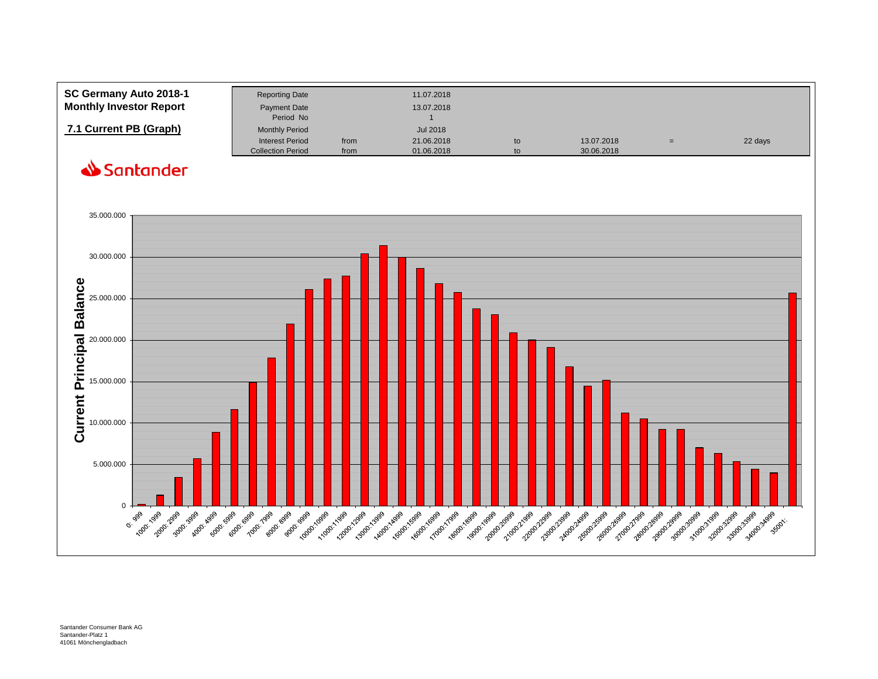**SC Germany Auto 2018-1**
**Monthly Investor Report**

**7.1 Current PB (Graph)**

| | | | | | | |
|---|---|---|---|---|---|---|
| Reporting Date | | 11.07.2018 | | | | |
| Payment Date | | 13.07.2018 | | | | |
| Period No | | 1 | | | | |
| Monthly Period | | Jul 2018 | | | | |
| Interest Period | from | 21.06.2018 | to | 13.07.2018 | = | 22 days |
| Collection Period | from | 01.06.2018 | to | 30.06.2018 | | |

Santander

Current Principal Balance

0: 999 | 1000: 1999 | 2000: 2999 | 3000: 3999 | 4000: 4999 | 5000: 5999 | 6000: 6999 | 7000: 7999 | 8000: 8999 | 9000: 9999 | 10000:10999 | 11000:11999 | 12000:12999 | 13000:13999 | 14000:14999 | 15000:15999 | 16000:16999 | 17000:17999 | 18000:18999 | 19000:19999 | 20000:20999 | 21000:21999 | 22000:22999 | 23000:23999 | 24000:24999 | 25000:25999 | 26000:26999 | 27000:27999 | 28000:28999 | 29000:29999 | 30000:30999 | 31000:31999 | 32000:32999 | 33000:33999 | 34000:34999 | 35001:

Santander Consumer Bank AG
Santander-Platz 1
41061 Mönchengladbach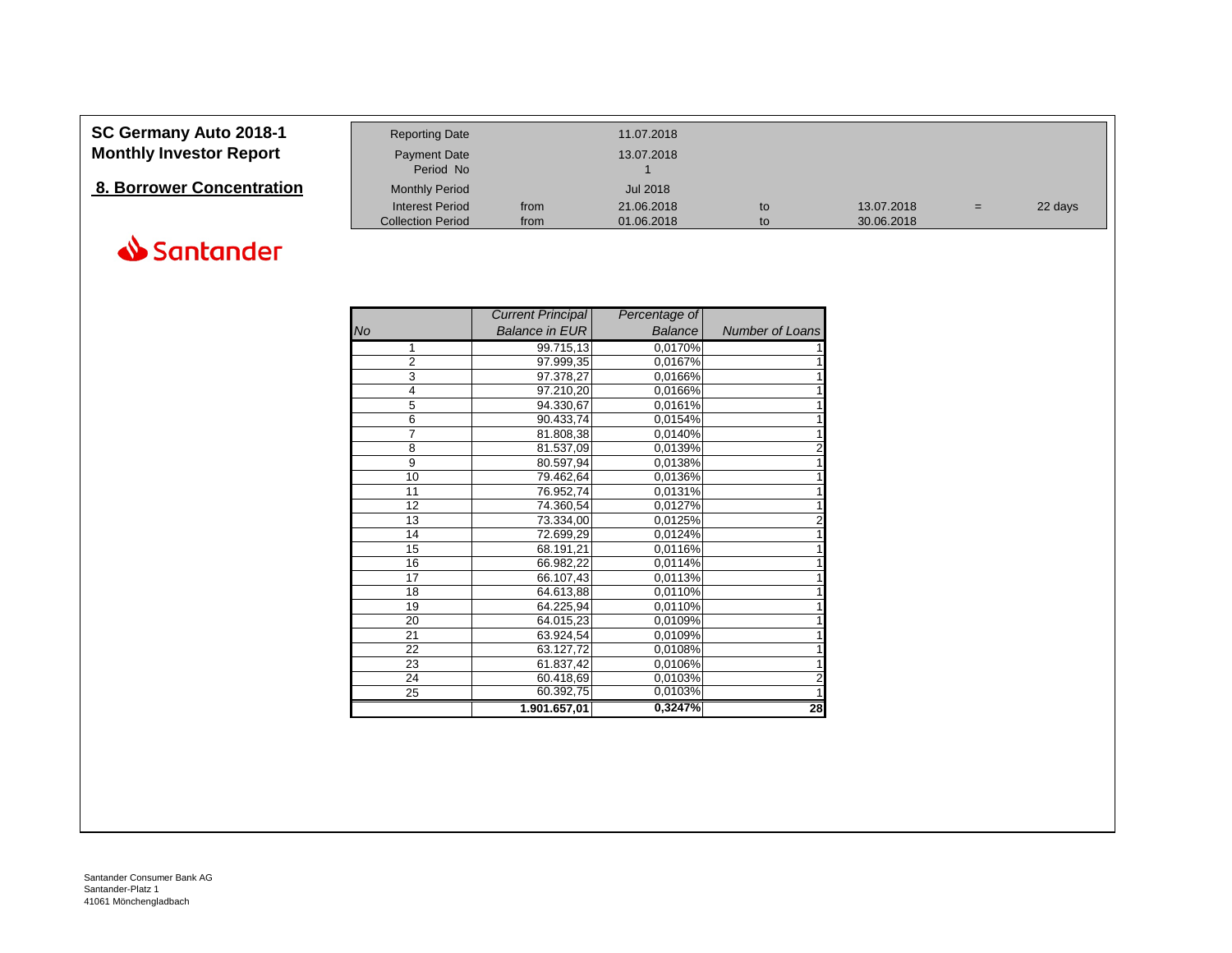# SC Germany Auto 2018-1
## Monthly Investor Report

## 8. Borrower Concentration

Santander

| | | | | | | |
|---|---|---|---|---|---|---|
| Reporting Date | | 11.07.2018 | | | | |
| Payment Date | | 13.07.2018 | | | | |
| Period No | | 1 | | | | |
| Monthly Period | | Jul 2018 | | | | |
| Interest Period | from | 21.06.2018 | to | 13.07.2018 | = | 22 days |
| Collection Period | from | 01.06.2018 | to | 30.06.2018 | | |

| *No* | *Current Principal Balance in EUR* | *Percentage of Balance* | *Number of Loans* |
|---|---|---|---|
| 1 | 99.715,13 | 0,0170% | 1 |
| 2 | 97.999,35 | 0,0167% | 1 |
| 3 | 97.378,27 | 0,0166% | 1 |
| 4 | 97.210,20 | 0,0166% | 1 |
| 5 | 94.330,67 | 0,0161% | 1 |
| 6 | 90.433,74 | 0,0154% | 1 |
| 7 | 81.808,38 | 0,0140% | 1 |
| 8 | 81.537,09 | 0,0139% | 2 |
| 9 | 80.597,94 | 0,0138% | 1 |
| 10 | 79.462,64 | 0,0136% | 1 |
| 11 | 76.952,74 | 0,0131% | 1 |
| 12 | 74.360,54 | 0,0127% | 1 |
| 13 | 73.334,00 | 0,0125% | 2 |
| 14 | 72.699,29 | 0,0124% | 1 |
| 15 | 68.191,21 | 0,0116% | 1 |
| 16 | 66.982,22 | 0,0114% | 1 |
| 17 | 66.107,43 | 0,0113% | 1 |
| 18 | 64.613,88 | 0,0110% | 1 |
| 19 | 64.225,94 | 0,0110% | 1 |
| 20 | 64.015,23 | 0,0109% | 1 |
| 21 | 63.924,54 | 0,0109% | 1 |
| 22 | 63.127,72 | 0,0108% | 1 |
| 23 | 61.837,42 | 0,0106% | 1 |
| 24 | 60.418,69 | 0,0103% | 2 |
| 25 | 60.392,75 | 0,0103% | 1 |
| | **1.901.657,01** | **0,3247%** | **28** |

Santander Consumer Bank AG
Santander-Platz 1
41061 Mönchengladbach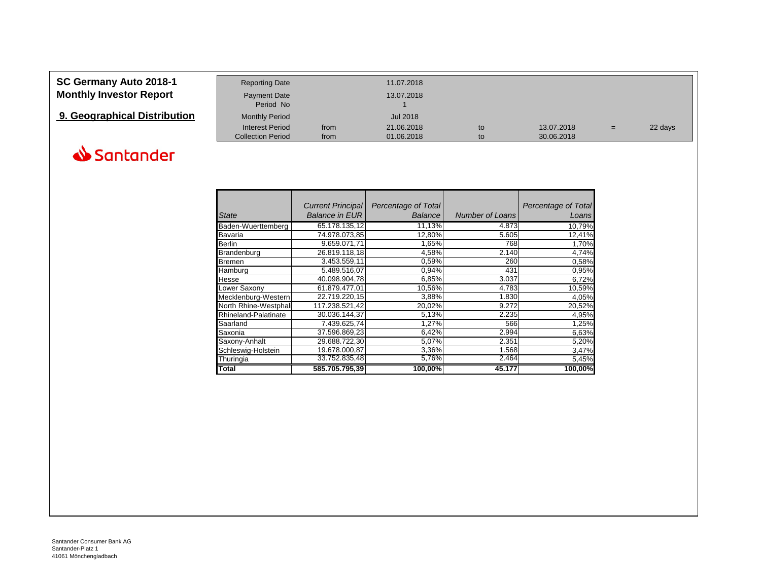**SC Germany Auto 2018-1**
**Monthly Investor Report**

## 9. Geographical Distribution

Santander

| | | | | | | |
|---|---|---|---|---|---|---|
| Reporting Date | | 11.07.2018 | | | | |
| Payment Date | | 13.07.2018 | | | | |
| Period No | | 1 | | | | |
| Monthly Period | | Jul 2018 | | | | |
| Interest Period | from | 21.06.2018 | to | 13.07.2018 | = | 22 days |
| Collection Period | from | 01.06.2018 | to | 30.06.2018 | | |

| *State* | *Current Principal Balance in EUR* | *Percentage of Total Balance* | *Number of Loans* | *Percentage of Total Loans* |
|---|---|---|---|---|
| Baden-Wuerttemberg | 65.178.135,12 | 11,13% | 4.873 | 10,79% |
| Bavaria | 74.978.073,85 | 12,80% | 5.605 | 12,41% |
| Berlin | 9.659.071,71 | 1,65% | 768 | 1,70% |
| Brandenburg | 26.819.118,18 | 4,58% | 2.140 | 4,74% |
| Bremen | 3.453.559,11 | 0,59% | 260 | 0,58% |
| Hamburg | 5.489.516,07 | 0,94% | 431 | 0,95% |
| Hesse | 40.098.904,78 | 6,85% | 3.037 | 6,72% |
| Lower Saxony | 61.879.477,01 | 10,56% | 4.783 | 10,59% |
| Mecklenburg-Western | 22.719.220,15 | 3,88% | 1.830 | 4,05% |
| North Rhine-Westphali | 117.238.521,42 | 20,02% | 9.272 | 20,52% |
| Rhineland-Palatinate | 30.036.144,37 | 5,13% | 2.235 | 4,95% |
| Saarland | 7.439.625,74 | 1,27% | 566 | 1,25% |
| Saxonia | 37.596.869,23 | 6,42% | 2.994 | 6,63% |
| Saxony-Anhalt | 29.688.722,30 | 5,07% | 2.351 | 5,20% |
| Schleswig-Holstein | 19.678.000,87 | 3,36% | 1.568 | 3,47% |
| Thuringia | 33.752.835,48 | 5,76% | 2.464 | 5,45% |
| **Total** | **585.705.795,39** | **100,00%** | **45.177** | **100,00%** |

Santander Consumer Bank AG
Santander-Platz 1
41061 Mönchengladbach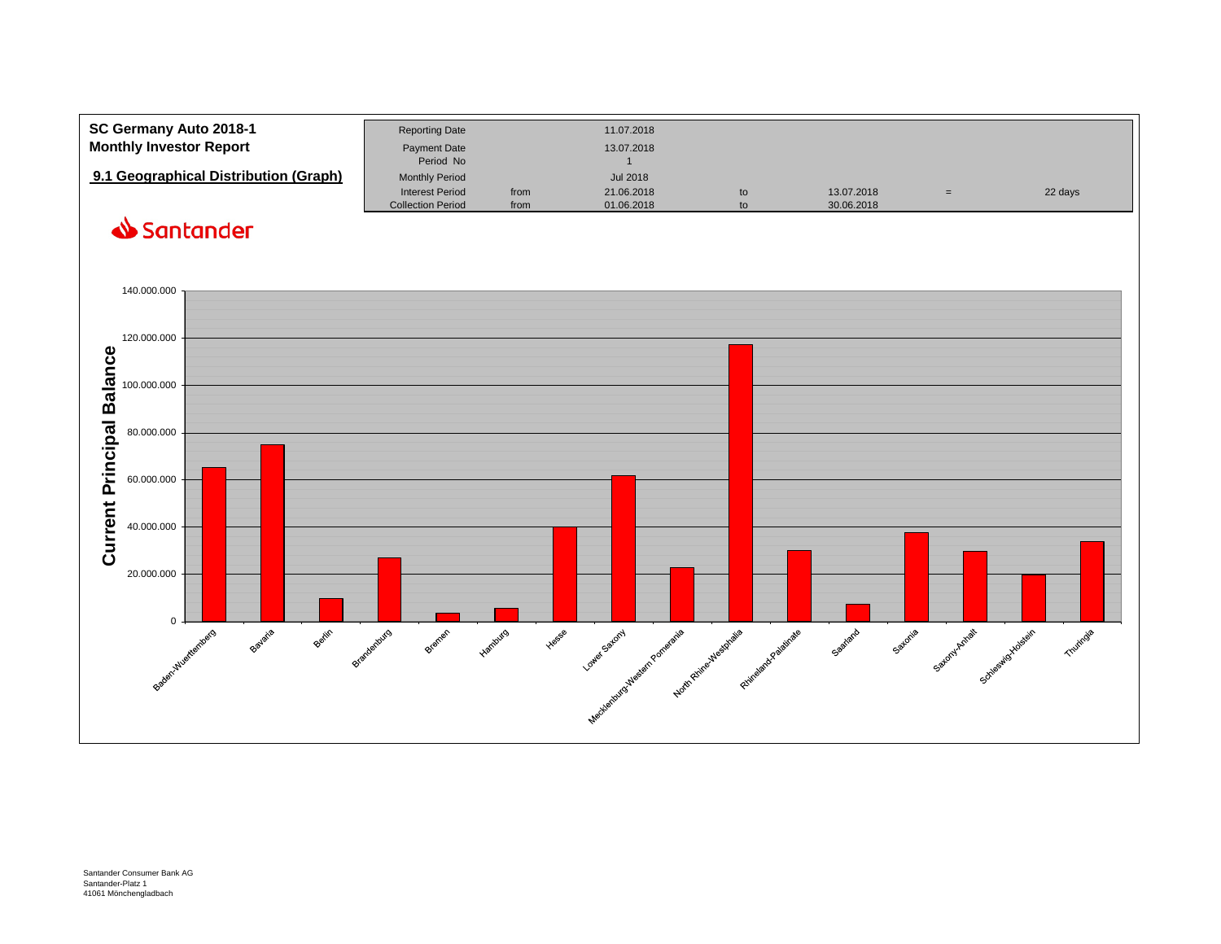**SC Germany Auto 2018-1**
**Monthly Investor Report**

## 9.1 Geographical Distribution (Graph)

| | | | | | | |
|---|---|---|---|---|---|---|
| Reporting Date | | 11.07.2018 | | | | |
| Payment Date | | 13.07.2018 | | | | |
| Period No | | 1 | | | | |
| Monthly Period | | Jul 2018 | | | | |
| Interest Period | from | 21.06.2018 | to | 13.07.2018 | = | 22 days |
| Collection Period | from | 01.06.2018 | to | 30.06.2018 | | |

Santander

Current Principal Balance

140.000.000
120.000.000
100.000.000
80.000.000
60.000.000
40.000.000
20.000.000
0

Baden-Wuerttemberg, Bavaria, Berlin, Brandenburg, Bremen, Hamburg, Hesse, Lower Saxony, Mecklenburg-Western Pomerania, North Rhine-Westphalia, Rhineland-Palatinate, Saarland, Saxonia, Saxony-Anhalt, Schleswig-Holstein, Thuringia

Santander Consumer Bank AG
Santander-Platz 1
41061 Mönchengladbach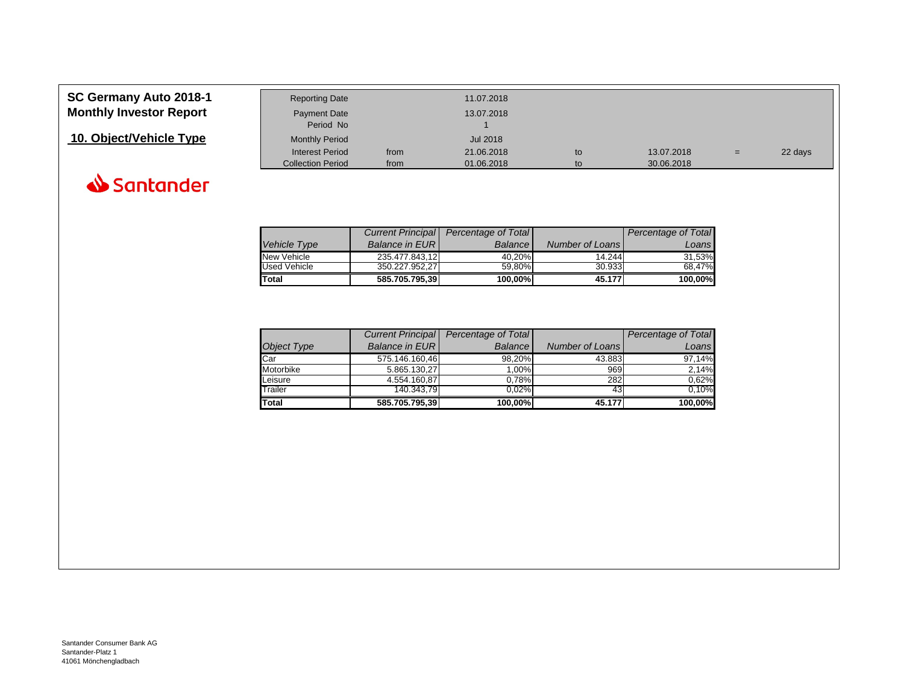# SC Germany Auto 2018-1
# Monthly Investor Report

## 10. Object/Vehicle Type

| | | | | | | |
|---|---|---|---|---|---|---|
| Reporting Date | | 11.07.2018 | | | | |
| Payment Date | | 13.07.2018 | | | | |
| Period No | | 1 | | | | |
| Monthly Period | | Jul 2018 | | | | |
| Interest Period | from | 21.06.2018 | to | 13.07.2018 | = | 22 days |
| Collection Period | from | 01.06.2018 | to | 30.06.2018 | | |

| *Vehicle Type* | *Current Principal Balance in EUR* | *Percentage of Total Balance* | *Number of Loans* | *Percentage of Total Loans* |
|---|---|---|---|---|
| New Vehicle | 235.477.843,12 | 40,20% | 14.244 | 31,53% |
| Used Vehicle | 350.227.952,27 | 59,80% | 30.933 | 68,47% |
| **Total** | **585.705.795,39** | **100,00%** | **45.177** | **100,00%** |

| *Object Type* | *Current Principal Balance in EUR* | *Percentage of Total Balance* | *Number of Loans* | *Percentage of Total Loans* |
|---|---|---|---|---|
| Car | 575.146.160,46 | 98,20% | 43.883 | 97,14% |
| Motorbike | 5.865.130,27 | 1,00% | 969 | 2,14% |
| Leisure | 4.554.160,87 | 0,78% | 282 | 0,62% |
| Trailer | 140.343,79 | 0,02% | 43 | 0,10% |
| **Total** | **585.705.795,39** | **100,00%** | **45.177** | **100,00%** |

Santander Consumer Bank AG
Santander-Platz 1
41061 Mönchengladbach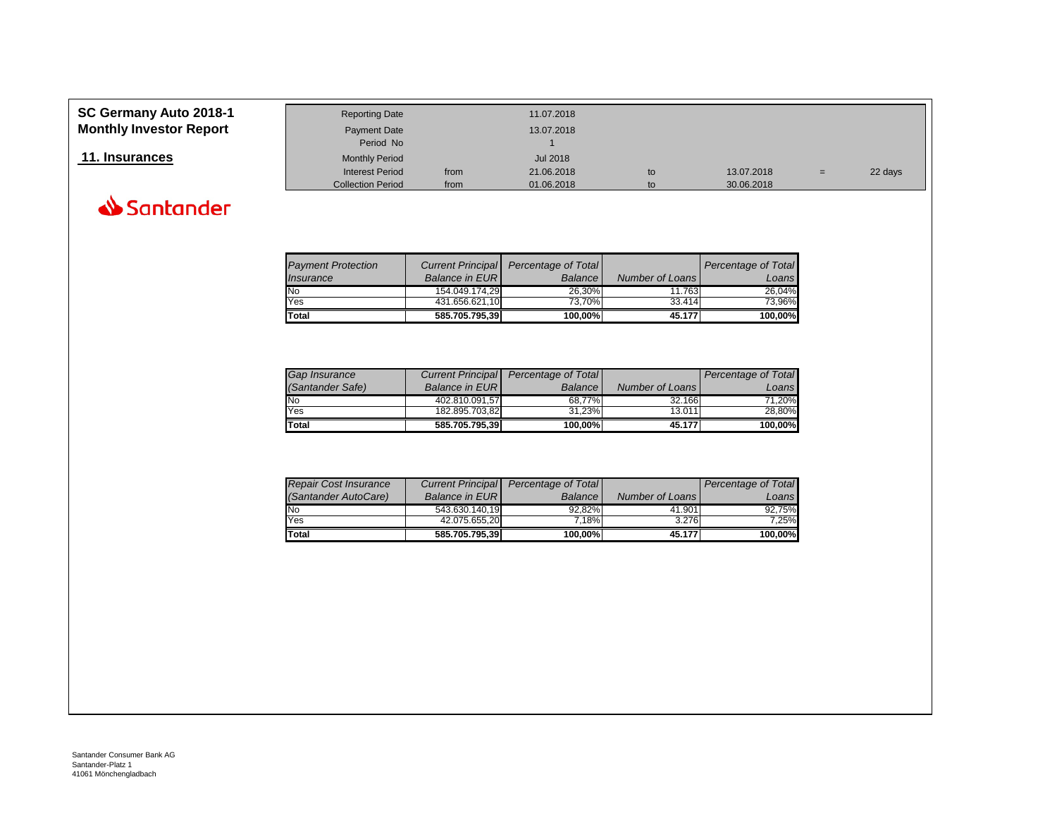# SC Germany Auto 2018-1
## Monthly Investor Report

## 11. Insurances

Santander

| | | | | | | |
|---|---|---|---|---|---|---|
| Reporting Date | | 11.07.2018 | | | | |
| Payment Date | | 13.07.2018 | | | | |
| Period No | | 1 | | | | |
| Monthly Period | | Jul 2018 | | | | |
| Interest Period | from | 21.06.2018 | to | 13.07.2018 | = | 22 days |
| Collection Period | from | 01.06.2018 | to | 30.06.2018 | | |

| *Payment Protection Insurance* | *Current Principal Balance in EUR* | *Percentage of Total Balance* | *Number of Loans* | *Percentage of Total Loans* |
|---|---|---|---|---|
| No | 154.049.174,29 | 26,30% | 11.763 | 26,04% |
| Yes | 431.656.621,10 | 73,70% | 33.414 | 73,96% |
| **Total** | **585.705.795,39** | **100,00%** | **45.177** | **100,00%** |

| *Gap Insurance (Santander Safe)* | *Current Principal Balance in EUR* | *Percentage of Total Balance* | *Number of Loans* | *Percentage of Total Loans* |
|---|---|---|---|---|
| No | 402.810.091,57 | 68,77% | 32.166 | 71,20% |
| Yes | 182.895.703,82 | 31,23% | 13.011 | 28,80% |
| **Total** | **585.705.795,39** | **100,00%** | **45.177** | **100,00%** |

| *Repair Cost Insurance (Santander AutoCare)* | *Current Principal Balance in EUR* | *Percentage of Total Balance* | *Number of Loans* | *Percentage of Total Loans* |
|---|---|---|---|---|
| No | 543.630.140,19 | 92,82% | 41.901 | 92,75% |
| Yes | 42.075.655,20 | 7,18% | 3.276 | 7,25% |
| **Total** | **585.705.795,39** | **100,00%** | **45.177** | **100,00%** |

Santander Consumer Bank AG
Santander-Platz 1
41061 Mönchengladbach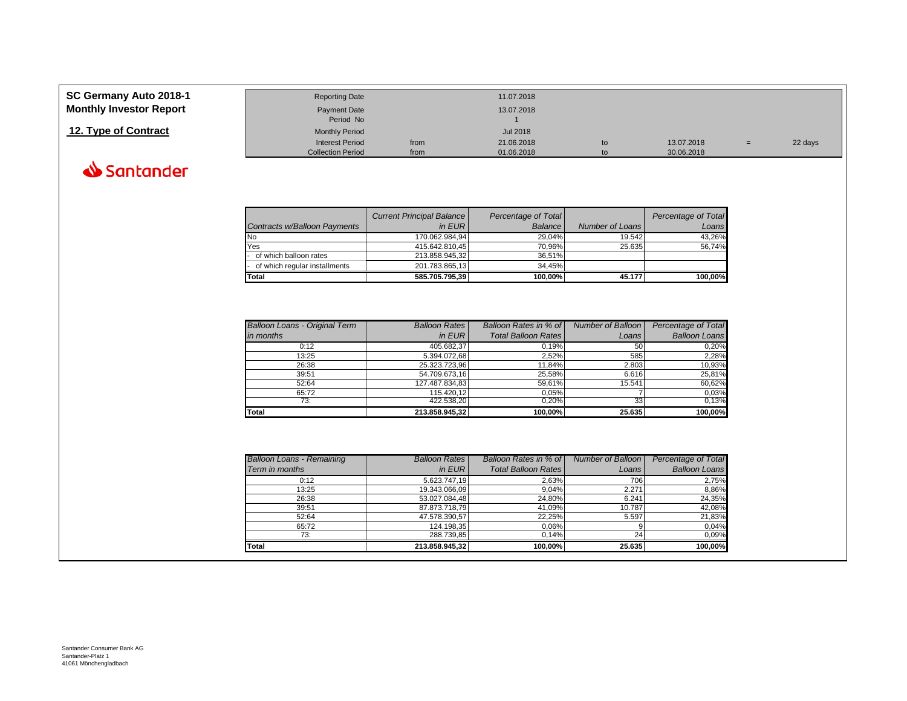# SC Germany Auto 2018-1
## Monthly Investor Report

## 12. Type of Contract

Santander

| | | | | | | |
|---|---|---|---|---|---|---|
| Reporting Date | | 11.07.2018 | | | | |
| Payment Date | | 13.07.2018 | | | | |
| Period No | | 1 | | | | |
| Monthly Period | | Jul 2018 | | | | |
| Interest Period | from | 21.06.2018 | to | 13.07.2018 | = | 22 days |
| Collection Period | from | 01.06.2018 | to | 30.06.2018 | | |

| *Contracts w/Balloon Payments* | *Current Principal Balance in EUR* | *Percentage of Total Balance* | *Number of Loans* | *Percentage of Total Loans* |
|---|---|---|---|---|
| No | 170.062.984,94 | 29,04% | 19.542 | 43,26% |
| Yes | 415.642.810,45 | 70,96% | 25.635 | 56,74% |
| - of which balloon rates | 213.858.945,32 | 36,51% | | |
| - of which regular installments | 201.783.865,13 | 34,45% | | |
| **Total** | **585.705.795,39** | **100,00%** | **45.177** | **100,00%** |

| *Balloon Loans - Original Term in months* | *Balloon Rates in EUR* | *Balloon Rates in % of Total Balloon Rates* | *Number of Balloon Loans* | *Percentage of Total Balloon Loans* |
|---|---|---|---|---|
| 0:12 | 405.682,37 | 0,19% | 50 | 0,20% |
| 13:25 | 5.394.072,68 | 2,52% | 585 | 2,28% |
| 26:38 | 25.323.723,96 | 11,84% | 2.803 | 10,93% |
| 39:51 | 54.709.673,16 | 25,58% | 6.616 | 25,81% |
| 52:64 | 127.487.834,83 | 59,61% | 15.541 | 60,62% |
| 65:72 | 115.420,12 | 0,05% | 7 | 0,03% |
| 73: | 422.538,20 | 0,20% | 33 | 0,13% |
| **Total** | **213.858.945,32** | **100,00%** | **25.635** | **100,00%** |

| *Balloon Loans - Remaining Term in months* | *Balloon Rates in EUR* | *Balloon Rates in % of Total Balloon Rates* | *Number of Balloon Loans* | *Percentage of Total Balloon Loans* |
|---|---|---|---|---|
| 0:12 | 5.623.747,19 | 2,63% | 706 | 2,75% |
| 13:25 | 19.343.066,09 | 9,04% | 2.271 | 8,86% |
| 26:38 | 53.027.084,48 | 24,80% | 6.241 | 24,35% |
| 39:51 | 87.873.718,79 | 41,09% | 10.787 | 42,08% |
| 52:64 | 47.578.390,57 | 22,25% | 5.597 | 21,83% |
| 65:72 | 124.198,35 | 0,06% | 9 | 0,04% |
| 73: | 288.739,85 | 0,14% | 24 | 0,09% |
| **Total** | **213.858.945,32** | **100,00%** | **25.635** | **100,00%** |

Santander Consumer Bank AG
Santander-Platz 1
41061 Mönchengladbach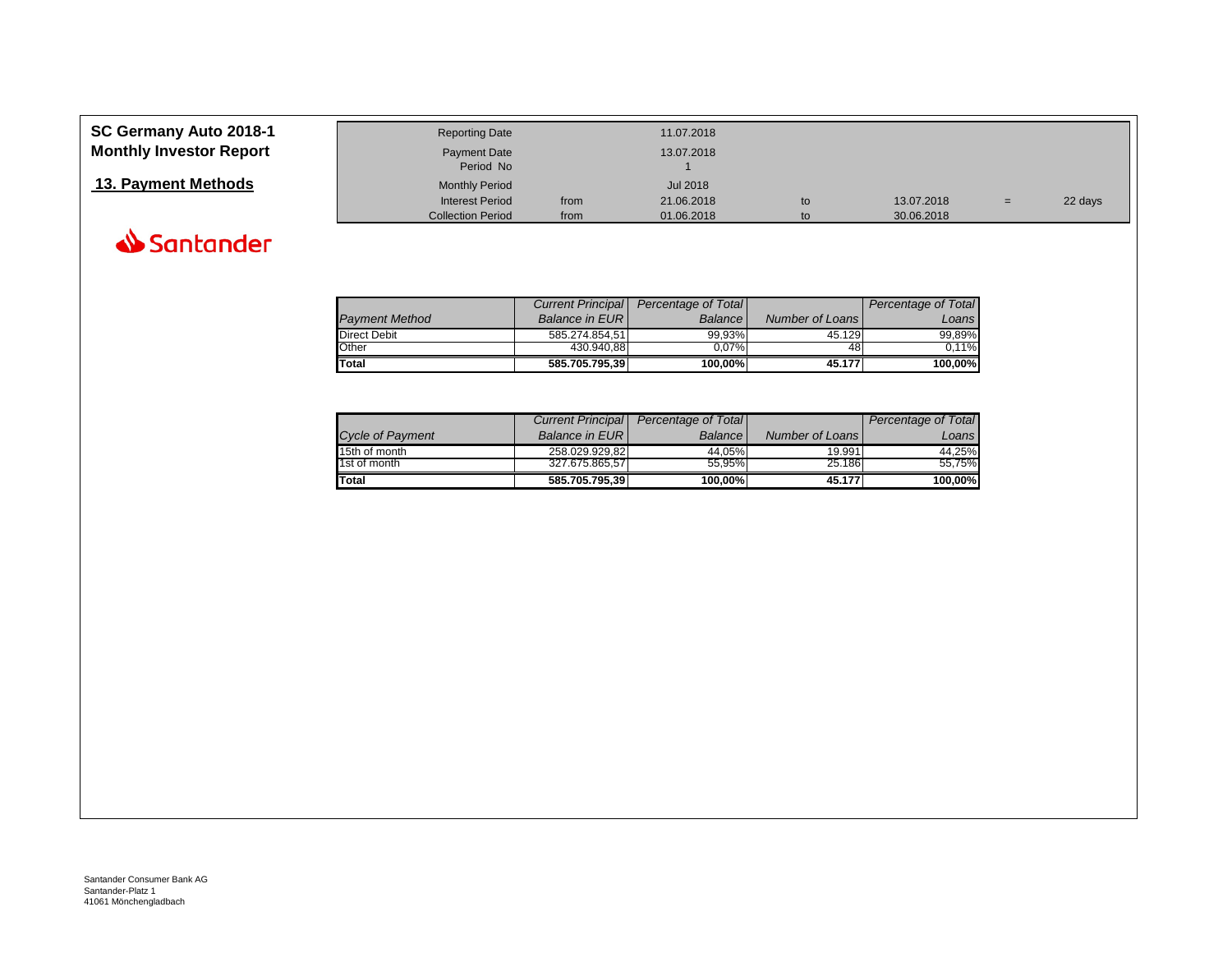# SC Germany Auto 2018-1
## Monthly Investor Report

## 13. Payment Methods

| | | | | | | |
|---|---|---|---|---|---|---|
| Reporting Date | | 11.07.2018 | | | | |
| Payment Date | | 13.07.2018 | | | | |
| Period No | | 1 | | | | |
| Monthly Period | | Jul 2018 | | | | |
| Interest Period | from | 21.06.2018 | to | 13.07.2018 | = | 22 days |
| Collection Period | from | 01.06.2018 | to | 30.06.2018 | | |

| *Payment Method* | *Current Principal Balance in EUR* | *Percentage of Total Balance* | *Number of Loans* | *Percentage of Total Loans* |
|---|---|---|---|---|
| Direct Debit | 585.274.854,51 | 99,93% | 45.129 | 99,89% |
| Other | 430.940,88 | 0,07% | 48 | 0,11% |
| **Total** | **585.705.795,39** | **100,00%** | **45.177** | **100,00%** |

| *Cycle of Payment* | *Current Principal Balance in EUR* | *Percentage of Total Balance* | *Number of Loans* | *Percentage of Total Loans* |
|---|---|---|---|---|
| 15th of month | 258.029.929,82 | 44,05% | 19.991 | 44,25% |
| 1st of month | 327.675.865,57 | 55,95% | 25.186 | 55,75% |
| **Total** | **585.705.795,39** | **100,00%** | **45.177** | **100,00%** |

Santander Consumer Bank AG
Santander-Platz 1
41061 Mönchengladbach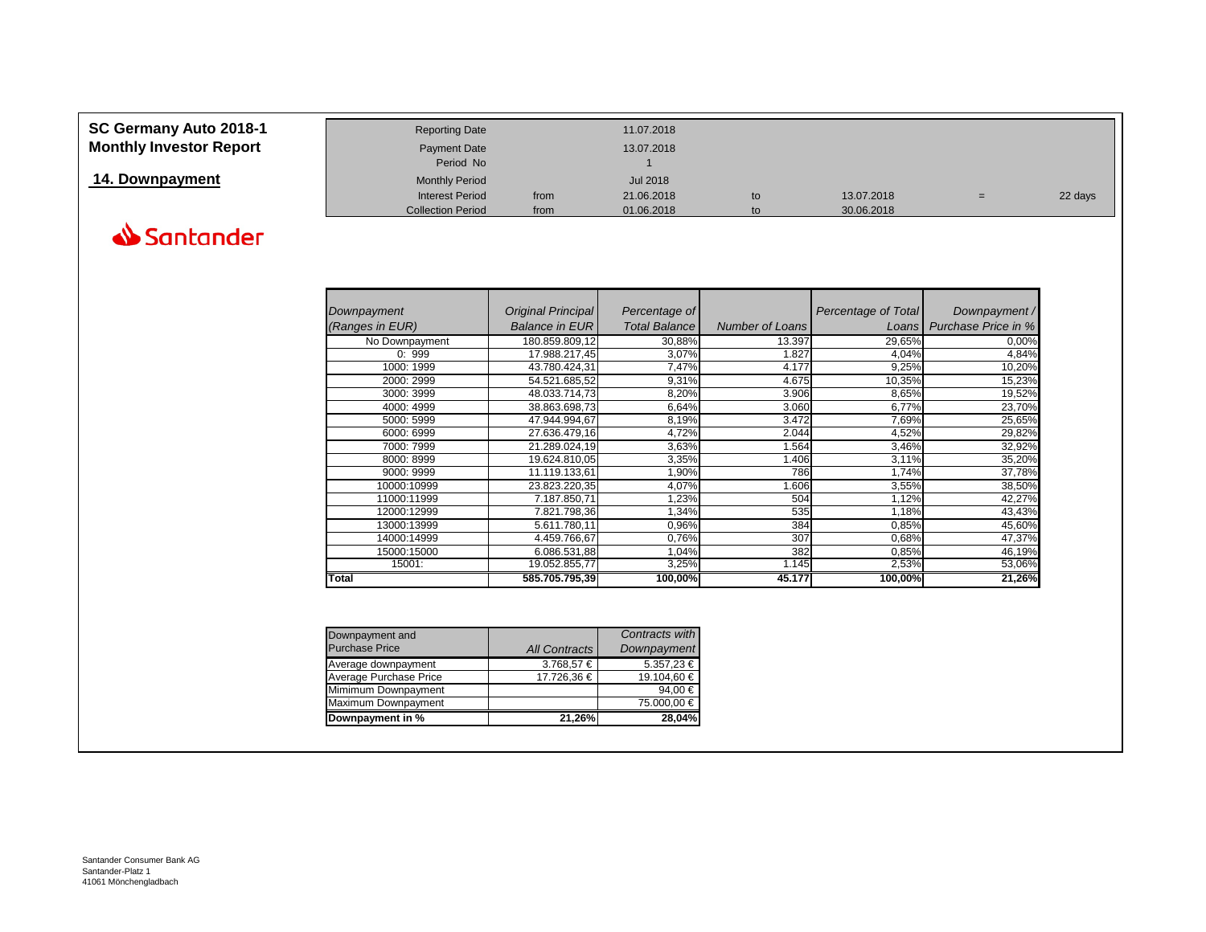# SC Germany Auto 2018-1
## Monthly Investor Report

## 14. Downpayment

Santander

| | | | | | | |
|---|---|---|---|---|---|---|
| Reporting Date | | 11.07.2018 | | | | |
| Payment Date | | 13.07.2018 | | | | |
| Period No | | 1 | | | | |
| Monthly Period | | Jul 2018 | | | | |
| Interest Period | from | 21.06.2018 | to | 13.07.2018 | = | 22 days |
| Collection Period | from | 01.06.2018 | to | 30.06.2018 | | |

| *Downpayment (Ranges in EUR)* | *Original Principal Balance in EUR* | *Percentage of Total Balance* | *Number of Loans* | *Percentage of Total Loans* | *Downpayment / Purchase Price in %* |
|---|---|---|---|---|---|
| No Downpayment | 180.859.809,12 | 30,88% | 13.397 | 29,65% | 0,00% |
| 0: 999 | 17.988.217,45 | 3,07% | 1.827 | 4,04% | 4,84% |
| 1000: 1999 | 43.780.424,31 | 7,47% | 4.177 | 9,25% | 10,20% |
| 2000: 2999 | 54.521.685,52 | 9,31% | 4.675 | 10,35% | 15,23% |
| 3000: 3999 | 48.033.714,73 | 8,20% | 3.906 | 8,65% | 19,52% |
| 4000: 4999 | 38.863.698,73 | 6,64% | 3.060 | 6,77% | 23,70% |
| 5000: 5999 | 47.944.994,67 | 8,19% | 3.472 | 7,69% | 25,65% |
| 6000: 6999 | 27.636.479,16 | 4,72% | 2.044 | 4,52% | 29,82% |
| 7000: 7999 | 21.289.024,19 | 3,63% | 1.564 | 3,46% | 32,92% |
| 8000: 8999 | 19.624.810,05 | 3,35% | 1.406 | 3,11% | 35,20% |
| 9000: 9999 | 11.119.133,61 | 1,90% | 786 | 1,74% | 37,78% |
| 10000:10999 | 23.823.220,35 | 4,07% | 1.606 | 3,55% | 38,50% |
| 11000:11999 | 7.187.850,71 | 1,23% | 504 | 1,12% | 42,27% |
| 12000:12999 | 7.821.798,36 | 1,34% | 535 | 1,18% | 43,43% |
| 13000:13999 | 5.611.780,11 | 0,96% | 384 | 0,85% | 45,60% |
| 14000:14999 | 4.459.766,67 | 0,76% | 307 | 0,68% | 47,37% |
| 15000:15000 | 6.086.531,88 | 1,04% | 382 | 0,85% | 46,19% |
| 15001: | 19.052.855,77 | 3,25% | 1.145 | 2,53% | 53,06% |
| **Total** | **585.705.795,39** | **100,00%** | **45.177** | **100,00%** | **21,26%** |

| Downpayment and Purchase Price | *All Contracts* | *Contracts with Downpayment* |
|---|---|---|
| Average downpayment | 3.768,57 € | 5.357,23 € |
| Average Purchase Price | 17.726,36 € | 19.104,60 € |
| Mimimum Downpayment | | 94,00 € |
| Maximum Downpayment | | 75.000,00 € |
| **Downpayment in %** | **21,26%** | **28,04%** |

Santander Consumer Bank AG
Santander-Platz 1
41061 Mönchengladbach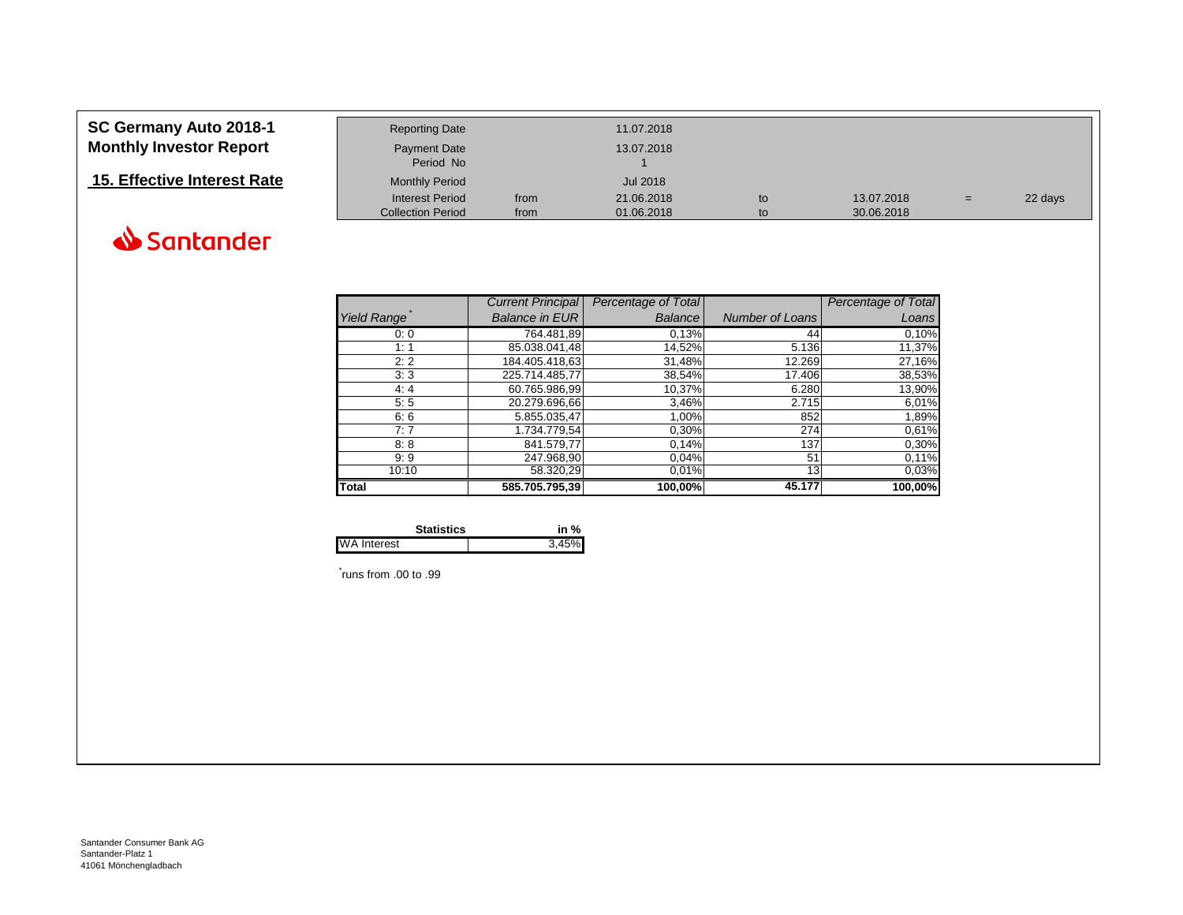# SC Germany Auto 2018-1
# Monthly Investor Report

## 15. Effective Interest Rate

Santander

| | | | | | | |
|---|---|---|---|---|---|---|
| Reporting Date | | 11.07.2018 | | | | |
| Payment Date | | 13.07.2018 | | | | |
| Period No | | 1 | | | | |
| Monthly Period | | Jul 2018 | | | | |
| Interest Period | from | 21.06.2018 | to | 13.07.2018 | = | 22 days |
| Collection Period | from | 01.06.2018 | to | 30.06.2018 | | |

| *Yield Range* [*] | *Current Principal Balance in EUR* | *Percentage of Total Balance* | *Number of Loans* | *Percentage of Total Loans* |
|---|---|---|---|---|
| 0: 0 | 764.481,89 | 0,13% | 44 | 0,10% |
| 1: 1 | 85.038.041,48 | 14,52% | 5.136 | 11,37% |
| 2: 2 | 184.405.418,63 | 31,48% | 12.269 | 27,16% |
| 3: 3 | 225.714.485,77 | 38,54% | 17.406 | 38,53% |
| 4: 4 | 60.765.986,99 | 10,37% | 6.280 | 13,90% |
| 5: 5 | 20.279.696,66 | 3,46% | 2.715 | 6,01% |
| 6: 6 | 5.855.035,47 | 1,00% | 852 | 1,89% |
| 7: 7 | 1.734.779,54 | 0,30% | 274 | 0,61% |
| 8: 8 | 841.579,77 | 0,14% | 137 | 0,30% |
| 9: 9 | 247.968,90 | 0,04% | 51 | 0,11% |
| 10:10 | 58.320,29 | 0,01% | 13 | 0,03% |
| **Total** | **585.705.795,39** | **100,00%** | **45.177** | **100,00%** |

| **Statistics** | **in %** |
|---|---|
| WA Interest | 3,45% |

[*] runs from .00 to .99

Santander Consumer Bank AG
Santander-Platz 1
41061 Mönchengladbach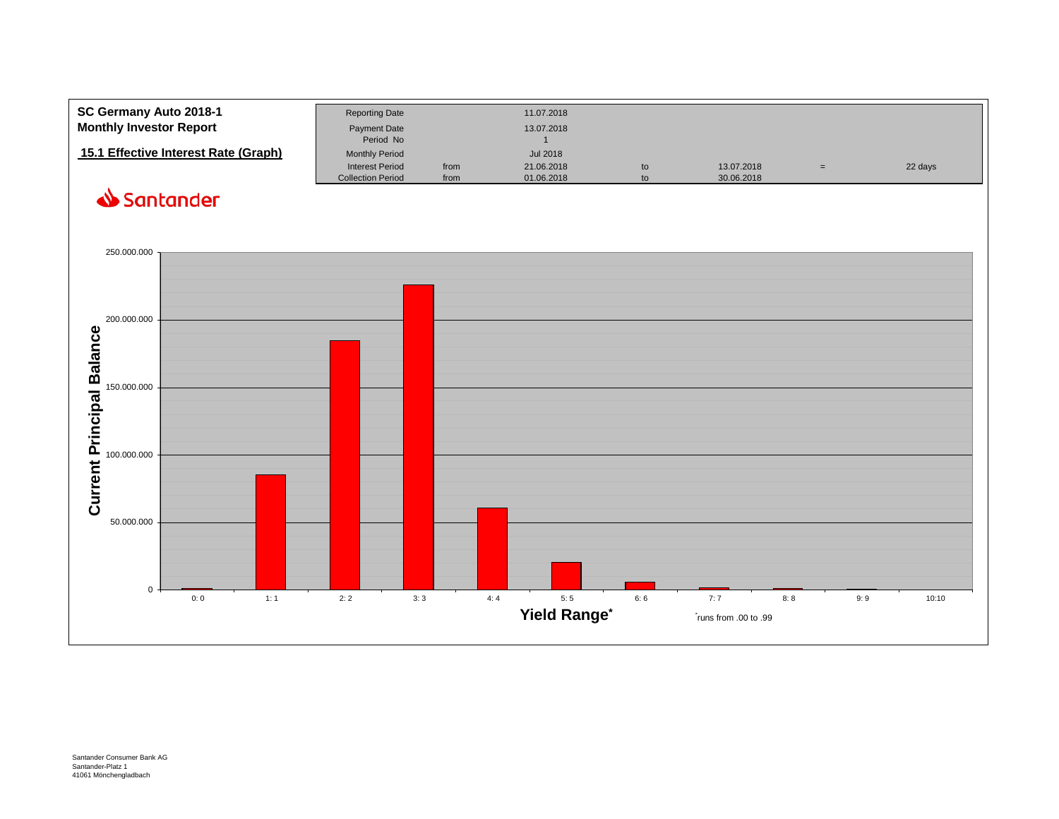**SC Germany Auto 2018-1**
**Monthly Investor Report**

## 15.1 Effective Interest Rate (Graph)

Santander

| Reporting Date | | 11.07.2018 | | | | |
|---|---|---|---|---|---|---|
| Payment Date | | 13.07.2018 | | | | |
| Period No | | 1 | | | | |
| Monthly Period | | Jul 2018 | | | | |
| Interest Period | from | 21.06.2018 | to | 13.07.2018 | = | 22 days |
| Collection Period | from | 01.06.2018 | to | 30.06.2018 | | |

Current Principal Balance

250.000.000
200.000.000
150.000.000
100.000.000
50.000.000
0

0: 0 | 1: 1 | 2: 2 | 3: 3 | 4: 4 | 5: 5 | 6: 6 | 7: 7 | 8: 8 | 9: 9 | 10:10

**Yield Range***

*runs from .00 to .99

Santander Consumer Bank AG
Santander-Platz 1
41061 Mönchengladbach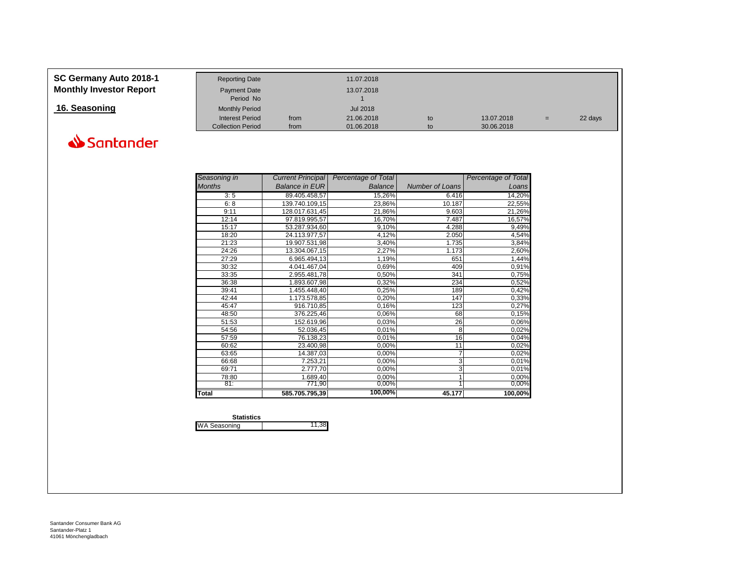# SC Germany Auto 2018-1
## Monthly Investor Report

## 16. Seasoning

Santander

| | | | | | | |
|---|---|---|---|---|---|---|
| Reporting Date | | 11.07.2018 | | | | |
| Payment Date | | 13.07.2018 | | | | |
| Period No | | 1 | | | | |
| Monthly Period | | Jul 2018 | | | | |
| Interest Period | from | 21.06.2018 | to | 13.07.2018 | = | 22 days |
| Collection Period | from | 01.06.2018 | to | 30.06.2018 | | |

| *Seasoning in Months* | *Current Principal Balance in EUR* | *Percentage of Total Balance* | *Number of Loans* | *Percentage of Total Loans* |
|---|---|---|---|---|
| 3: 5 | 89.405.458,57 | 15,26% | 6.416 | 14,20% |
| 6: 8 | 139.740.109,15 | 23,86% | 10.187 | 22,55% |
| 9:11 | 128.017.631,45 | 21,86% | 9.603 | 21,26% |
| 12:14 | 97.819.995,57 | 16,70% | 7.487 | 16,57% |
| 15:17 | 53.287.934,60 | 9,10% | 4.288 | 9,49% |
| 18:20 | 24.113.977,57 | 4,12% | 2.050 | 4,54% |
| 21:23 | 19.907.531,98 | 3,40% | 1.735 | 3,84% |
| 24:26 | 13.304.067,15 | 2,27% | 1.173 | 2,60% |
| 27:29 | 6.965.494,13 | 1,19% | 651 | 1,44% |
| 30:32 | 4.041.467,04 | 0,69% | 409 | 0,91% |
| 33:35 | 2.955.481,78 | 0,50% | 341 | 0,75% |
| 36:38 | 1.893.607,98 | 0,32% | 234 | 0,52% |
| 39:41 | 1.455.448,40 | 0,25% | 189 | 0,42% |
| 42:44 | 1.173.578,85 | 0,20% | 147 | 0,33% |
| 45:47 | 916.710,85 | 0,16% | 123 | 0,27% |
| 48:50 | 376.225,46 | 0,06% | 68 | 0,15% |
| 51:53 | 152.619,96 | 0,03% | 26 | 0,06% |
| 54:56 | 52.036,45 | 0,01% | 8 | 0,02% |
| 57:59 | 76.138,23 | 0,01% | 16 | 0,04% |
| 60:62 | 23.400,98 | 0,00% | 11 | 0,02% |
| 63:65 | 14.387,03 | 0,00% | 7 | 0,02% |
| 66:68 | 7.253,21 | 0,00% | 3 | 0,01% |
| 69:71 | 2.777,70 | 0,00% | 3 | 0,01% |
| 78:80 | 1.689,40 | 0,00% | 1 | 0,00% |
| 81: | 771,90 | 0,00% | 1 | 0,00% |
| **Total** | **585.705.795,39** | **100,00%** | **45.177** | **100,00%** |

| **Statistics** | |
|---|---|
| WA Seasoning | 11,38 |

Santander Consumer Bank AG
Santander-Platz 1
41061 Mönchengladbach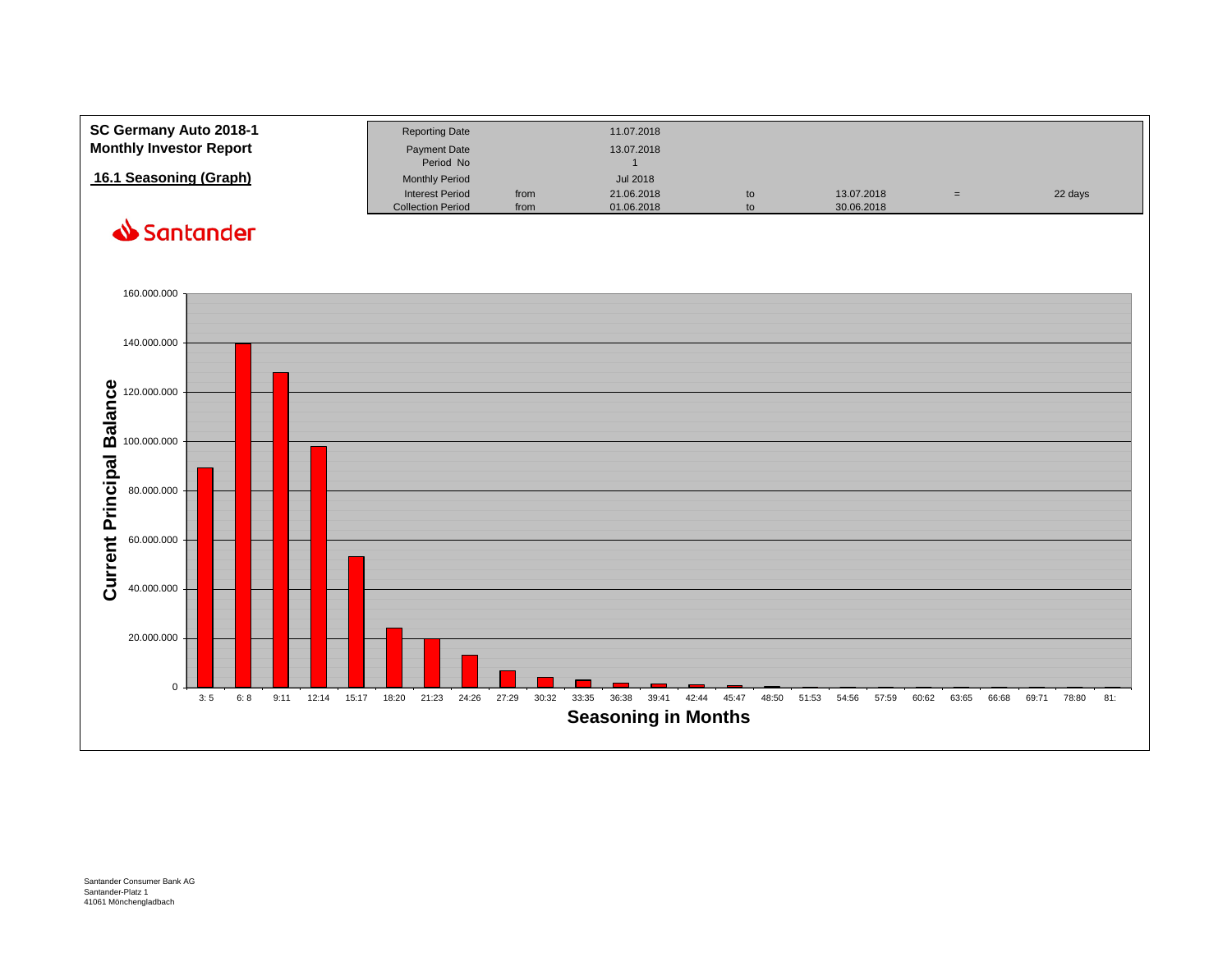**SC Germany Auto 2018-1**
**Monthly Investor Report**

## 16.1 Seasoning (Graph)

Santander

| | | | | | | |
|---|---|---|---|---|---|---|
| Reporting Date | | 11.07.2018 | | | | |
| Payment Date | | 13.07.2018 | | | | |
| Period No | | 1 | | | | |
| Monthly Period | | Jul 2018 | | | | |
| Interest Period | from | 21.06.2018 | to | 13.07.2018 | = | 22 days |
| Collection Period | from | 01.06.2018 | to | 30.06.2018 | | |

Current Principal Balance

160.000.000
140.000.000
120.000.000
100.000.000
80.000.000
60.000.000
40.000.000
20.000.000
0

3: 5 | 6: 8 | 9:11 | 12:14 | 15:17 | 18:20 | 21:23 | 24:26 | 27:29 | 30:32 | 33:35 | 36:38 | 39:41 | 42:44 | 45:47 | 48:50 | 51:53 | 54:56 | 57:59 | 60:62 | 63:65 | 66:68 | 69:71 | 78:80 | 81:

**Seasoning in Months**

Santander Consumer Bank AG
Santander-Platz 1
41061 Mönchengladbach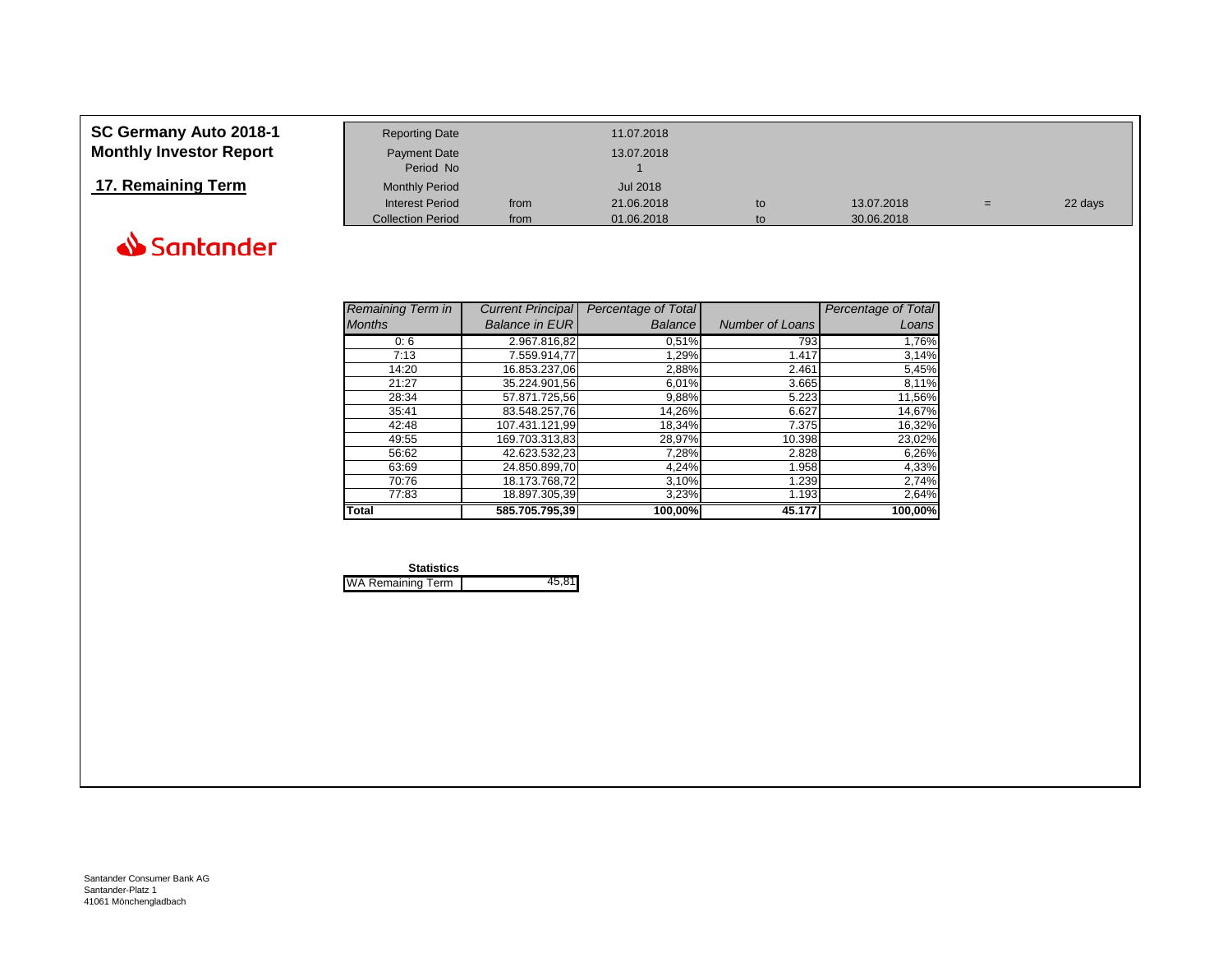# SC Germany Auto 2018-1
## Monthly Investor Report

## 17. Remaining Term

Santander

| | | | | | | |
|---|---|---|---|---|---|---|
| Reporting Date | | 11.07.2018 | | | | |
| Payment Date | | 13.07.2018 | | | | |
| Period No | | 1 | | | | |
| Monthly Period | | Jul 2018 | | | | |
| Interest Period | from | 21.06.2018 | to | 13.07.2018 | = | 22 days |
| Collection Period | from | 01.06.2018 | to | 30.06.2018 | | |

| *Remaining Term in Months* | *Current Principal Balance in EUR* | *Percentage of Total Balance* | *Number of Loans* | *Percentage of Total Loans* |
|---|---|---|---|---|
| 0: 6 | 2.967.816,82 | 0,51% | 793 | 1,76% |
| 7:13 | 7.559.914,77 | 1,29% | 1.417 | 3,14% |
| 14:20 | 16.853.237,06 | 2,88% | 2.461 | 5,45% |
| 21:27 | 35.224.901,56 | 6,01% | 3.665 | 8,11% |
| 28:34 | 57.871.725,56 | 9,88% | 5.223 | 11,56% |
| 35:41 | 83.548.257,76 | 14,26% | 6.627 | 14,67% |
| 42:48 | 107.431.121,99 | 18,34% | 7.375 | 16,32% |
| 49:55 | 169.703.313,83 | 28,97% | 10.398 | 23,02% |
| 56:62 | 42.623.532,23 | 7,28% | 2.828 | 6,26% |
| 63:69 | 24.850.899,70 | 4,24% | 1.958 | 4,33% |
| 70:76 | 18.173.768,72 | 3,10% | 1.239 | 2,74% |
| 77:83 | 18.897.305,39 | 3,23% | 1.193 | 2,64% |
| **Total** | **585.705.795,39** | **100,00%** | **45.177** | **100,00%** |

| **Statistics** | |
|---|---|
| WA Remaining Term | 45,81 |

Santander Consumer Bank AG
Santander-Platz 1
41061 Mönchengladbach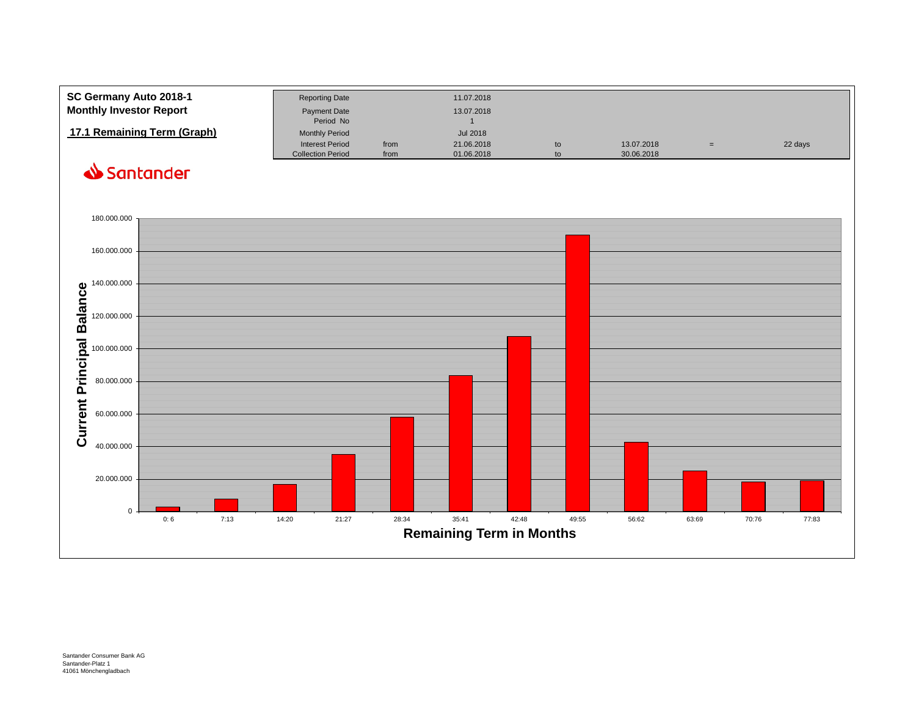**SC Germany Auto 2018-1**
**Monthly Investor Report**

**17.1 Remaining Term (Graph)**

| | | | | | | |
|---|---|---|---|---|---|---|
| Reporting Date | | 11.07.2018 | | | | |
| Payment Date | | 13.07.2018 | | | | |
| Period No | | 1 | | | | |
| Monthly Period | | Jul 2018 | | | | |
| Interest Period | from | 21.06.2018 | to | 13.07.2018 | = | 22 days |
| Collection Period | from | 01.06.2018 | to | 30.06.2018 | | |

Santander

Current Principal Balance

180.000.000
160.000.000
140.000.000
120.000.000
100.000.000
80.000.000
60.000.000
40.000.000
20.000.000
0

0: 6 | 7:13 | 14:20 | 21:27 | 28:34 | 35:41 | 42:48 | 49:55 | 56:62 | 63:69 | 70:76 | 77:83

Remaining Term in Months

Santander Consumer Bank AG
Santander-Platz 1
41061 Mönchengladbach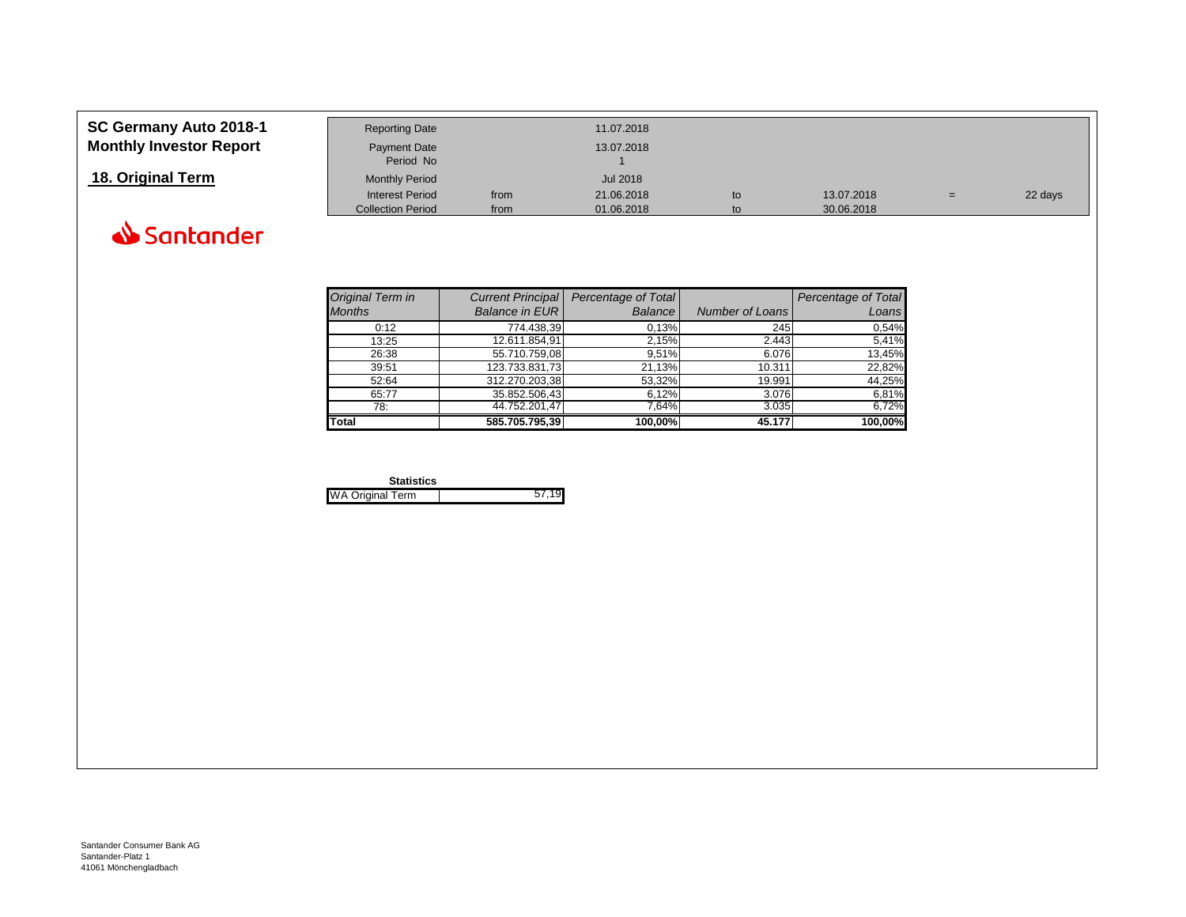# SC Germany Auto 2018-1
## Monthly Investor Report

## 18. Original Term

| | | | | | | |
|---|---|---|---|---|---|---|
| Reporting Date | | 11.07.2018 | | | | |
| Payment Date | | 13.07.2018 | | | | |
| Period No | | 1 | | | | |
| Monthly Period | | Jul 2018 | | | | |
| Interest Period | from | 21.06.2018 | to | 13.07.2018 | = | 22 days |
| Collection Period | from | 01.06.2018 | to | 30.06.2018 | | |

| *Original Term in Months* | *Current Principal Balance in EUR* | *Percentage of Total Balance* | *Number of Loans* | *Percentage of Total Loans* |
|---|---|---|---|---|
| 0:12 | 774.438,39 | 0,13% | 245 | 0,54% |
| 13:25 | 12.611.854,91 | 2,15% | 2.443 | 5,41% |
| 26:38 | 55.710.759,08 | 9,51% | 6.076 | 13,45% |
| 39:51 | 123.733.831,73 | 21,13% | 10.311 | 22,82% |
| 52:64 | 312.270.203,38 | 53,32% | 19.991 | 44,25% |
| 65:77 | 35.852.506,43 | 6,12% | 3.076 | 6,81% |
| 78: | 44.752.201,47 | 7,64% | 3.035 | 6,72% |
| **Total** | **585.705.795,39** | **100,00%** | **45.177** | **100,00%** |

**Statistics**

| | |
|---|---|
| WA Original Term | 57,19 |

Santander Consumer Bank AG
Santander-Platz 1
41061 Mönchengladbach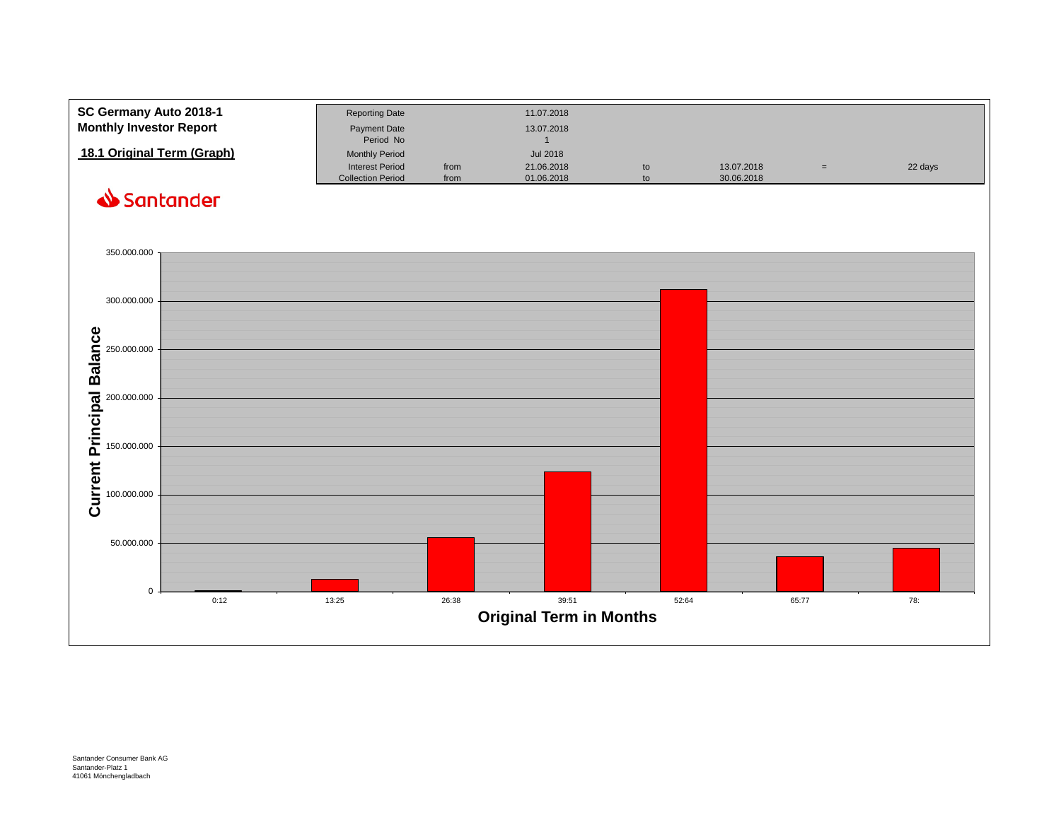**SC Germany Auto 2018-1**
**Monthly Investor Report**

## 18.1 Original Term (Graph)

| Reporting Date | | 11.07.2018 | | | | |
|---|---|---|---|---|---|---|
| Payment Date | | 13.07.2018 | | | | |
| Period No | | 1 | | | | |
| Monthly Period | | Jul 2018 | | | | |
| Interest Period | from | 21.06.2018 | to | 13.07.2018 | = | 22 days |
| Collection Period | from | 01.06.2018 | to | 30.06.2018 | | |

Santander

Current Principal Balance

350.000.000
300.000.000
250.000.000
200.000.000
150.000.000
100.000.000
50.000.000
0

0:12 | 13:25 | 26:38 | 39:51 | 52:64 | 65:77 | 78:

**Original Term in Months**

Santander Consumer Bank AG
Santander-Platz 1
41061 Mönchengladbach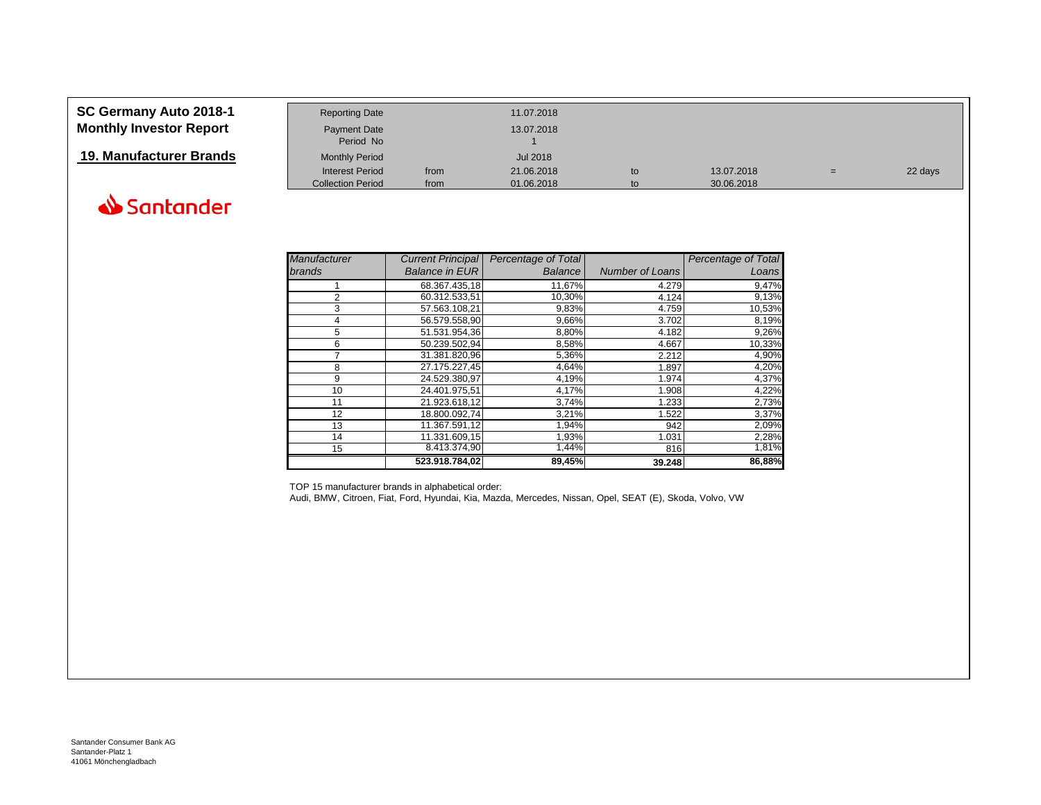**SC Germany Auto 2018-1**
**Monthly Investor Report**

## 19. Manufacturer Brands

Santander

| | | | | | | |
|---|---|---|---|---|---|---|
| Reporting Date | | 11.07.2018 | | | | |
| Payment Date | | 13.07.2018 | | | | |
| Period No | | 1 | | | | |
| Monthly Period | | Jul 2018 | | | | |
| Interest Period | from | 21.06.2018 | to | 13.07.2018 | = | 22 days |
| Collection Period | from | 01.06.2018 | to | 30.06.2018 | | |

| *Manufacturer brands* | *Current Principal Balance in EUR* | *Percentage of Total Balance* | *Number of Loans* | *Percentage of Total Loans* |
|---|---|---|---|---|
| 1 | 68.367.435,18 | 11,67% | 4.279 | 9,47% |
| 2 | 60.312.533,51 | 10,30% | 4.124 | 9,13% |
| 3 | 57.563.108,21 | 9,83% | 4.759 | 10,53% |
| 4 | 56.579.558,90 | 9,66% | 3.702 | 8,19% |
| 5 | 51.531.954,36 | 8,80% | 4.182 | 9,26% |
| 6 | 50.239.502,94 | 8,58% | 4.667 | 10,33% |
| 7 | 31.381.820,96 | 5,36% | 2.212 | 4,90% |
| 8 | 27.175.227,45 | 4,64% | 1.897 | 4,20% |
| 9 | 24.529.380,97 | 4,19% | 1.974 | 4,37% |
| 10 | 24.401.975,51 | 4,17% | 1.908 | 4,22% |
| 11 | 21.923.618,12 | 3,74% | 1.233 | 2,73% |
| 12 | 18.800.092,74 | 3,21% | 1.522 | 3,37% |
| 13 | 11.367.591,12 | 1,94% | 942 | 2,09% |
| 14 | 11.331.609,15 | 1,93% | 1.031 | 2,28% |
| 15 | 8.413.374,90 | 1,44% | 816 | 1,81% |
| | **523.918.784,02** | **89,45%** | **39.248** | **86,88%** |

TOP 15 manufacturer brands in alphabetical order:
Audi, BMW, Citroen, Fiat, Ford, Hyundai, Kia, Mazda, Mercedes, Nissan, Opel, SEAT (E), Skoda, Volvo, VW

Santander Consumer Bank AG
Santander-Platz 1
41061 Mönchengladbach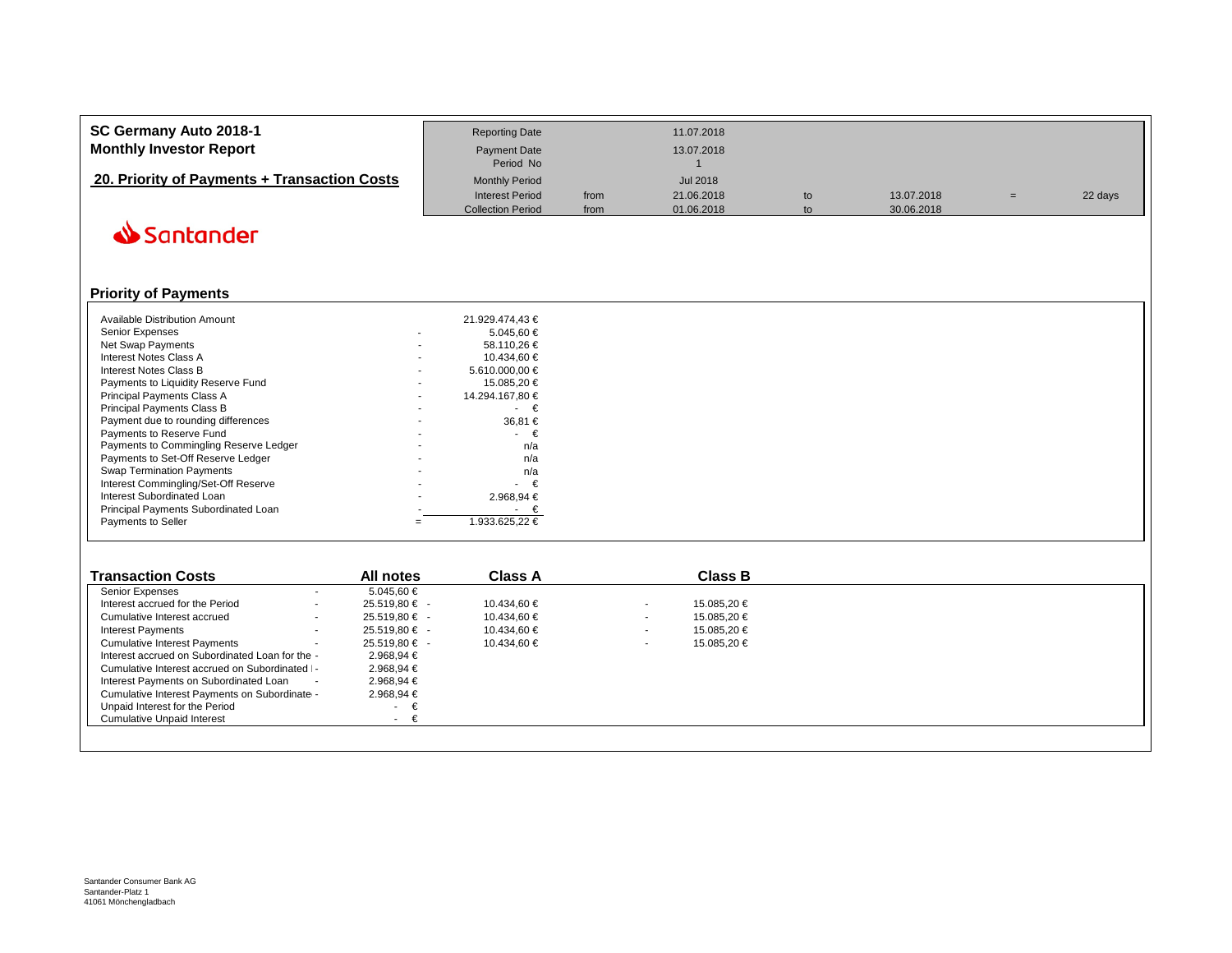# SC Germany Auto 2018-1
## Monthly Investor Report

## 20. Priority of Payments + Transaction Costs

| | | | | | | |
|---|---|---|---|---|---|---|
| Reporting Date | | 11.07.2018 | | | | |
| Payment Date | | 13.07.2018 | | | | |
| Period No | | 1 | | | | |
| Monthly Period | | Jul 2018 | | | | |
| Interest Period | from | 21.06.2018 | to | 13.07.2018 | = | 22 days |
| Collection Period | from | 01.06.2018 | to | 30.06.2018 | | |

Santander

### Priority of Payments

| | | |
|---|---|---|
| Available Distribution Amount | | 21.929.474,43 € |
| Senior Expenses | - | 5.045,60 € |
| Net Swap Payments | - | 58.110,26 € |
| Interest Notes Class A | - | 10.434,60 € |
| Interest Notes Class B | - | 5.610.000,00 € |
| Payments to Liquidity Reserve Fund | - | 15.085,20 € |
| Principal Payments Class A | - | 14.294.167,80 € |
| Principal Payments Class B | - | - € |
| Payment due to rounding differences | - | 36,81 € |
| Payments to Reserve Fund | - | - € |
| Payments to Commingling Reserve Ledger | - | n/a |
| Payments to Set-Off Reserve Ledger | - | n/a |
| Swap Termination Payments | - | n/a |
| Interest Commingling/Set-Off Reserve | - | - € |
| Interest Subordinated Loan | - | 2.968,94 € |
| Principal Payments Subordinated Loan | - | - € |
| Payments to Seller | = | 1.933.625,22 € |

### Transaction Costs

| Transaction Costs | | All notes | | Class A | | Class B |
|---|---|---|---|---|---|---|
| Senior Expenses | - | 5.045,60 € | | | | |
| Interest accrued for the Period | - | 25.519,80 € | - | 10.434,60 € | - | 15.085,20 € |
| Cumulative Interest accrued | - | 25.519,80 € | - | 10.434,60 € | - | 15.085,20 € |
| Interest Payments | - | 25.519,80 € | - | 10.434,60 € | - | 15.085,20 € |
| Cumulative Interest Payments | - | 25.519,80 € | - | 10.434,60 € | - | 15.085,20 € |
| Interest accrued on Subordinated Loan for the | - | 2.968,94 € | | | | |
| Cumulative Interest accrued on Subordinated I | - | 2.968,94 € | | | | |
| Interest Payments on Subordinated Loan | - | 2.968,94 € | | | | |
| Cumulative Interest Payments on Subordinate | - | 2.968,94 € | | | | |
| Unpaid Interest for the Period | | - € | | | | |
| Cumulative Unpaid Interest | | - € | | | | |

Santander Consumer Bank AG
Santander-Platz 1
41061 Mönchengladbach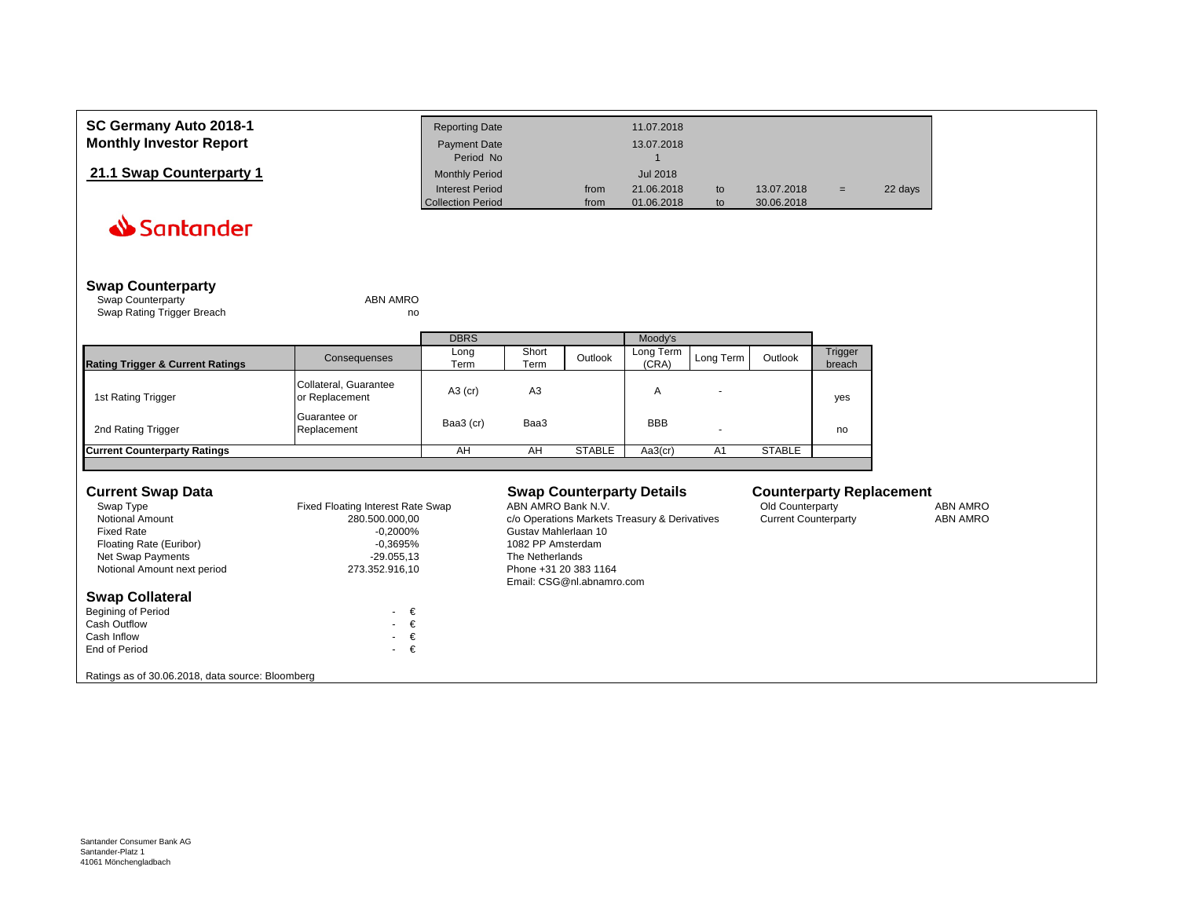**SC Germany Auto 2018-1**
**Monthly Investor Report**

## 21.1 Swap Counterparty 1

| Reporting Date | | 11.07.2018 | | | | |
|---|---|---|---|---|---|---|
| Payment Date | | 13.07.2018 | | | | |
| Period No | | 1 | | | | |
| Monthly Period | | Jul 2018 | | | | |
| Interest Period | from | 21.06.2018 | to | 13.07.2018 | = | 22 days |
| Collection Period | from | 01.06.2018 | to | 30.06.2018 | | |

Santander

## Swap Counterparty

| | |
|---|---|
| Swap Counterparty | ABN AMRO |
| Swap Rating Trigger Breach | no |

| Rating Trigger & Current Ratings | Consequenses | DBRS Long Term | DBRS Short Term | DBRS Outlook | Moody's Long Term (CRA) | Moody's Long Term | Moody's Outlook | Trigger breach |
|---|---|---|---|---|---|---|---|---|
| 1st Rating Trigger | Collateral, Guarantee or Replacement | A3 (cr) | A3 | | A | - | | yes |
| 2nd Rating Trigger | Guarantee or Replacement | Baa3 (cr) | Baa3 | | BBB | - | | no |
| **Current Counterparty Ratings** | | AH | AH | STABLE | Aa3(cr) | A1 | STABLE | |

## Current Swap Data

| | |
|---|---|
| Swap Type | Fixed Floating Interest Rate Swap |
| Notional Amount | 280.500.000,00 |
| Fixed Rate | -0,2000% |
| Floating Rate (Euribor) | -0,3695% |
| Net Swap Payments | -29.055,13 |
| Notional Amount next period | 273.352.916,10 |

## Swap Collateral

| | |
|---|---|
| Begining of Period | - € |
| Cash Outflow | - € |
| Cash Inflow | - € |
| End of Period | - € |

## Swap Counterparty Details

ABN AMRO Bank N.V.
c/o Operations Markets Treasury & Derivatives
Gustav Mahlerlaan 10
1082 PP Amsterdam
The Netherlands
Phone +31 20 383 1164
Email: CSG@nl.abnamro.com

## Counterparty Replacement

| | |
|---|---|
| Old Counterparty | ABN AMRO |
| Current Counterparty | ABN AMRO |

Ratings as of 30.06.2018, data source: Bloomberg

Santander Consumer Bank AG
Santander-Platz 1
41061 Mönchengladbach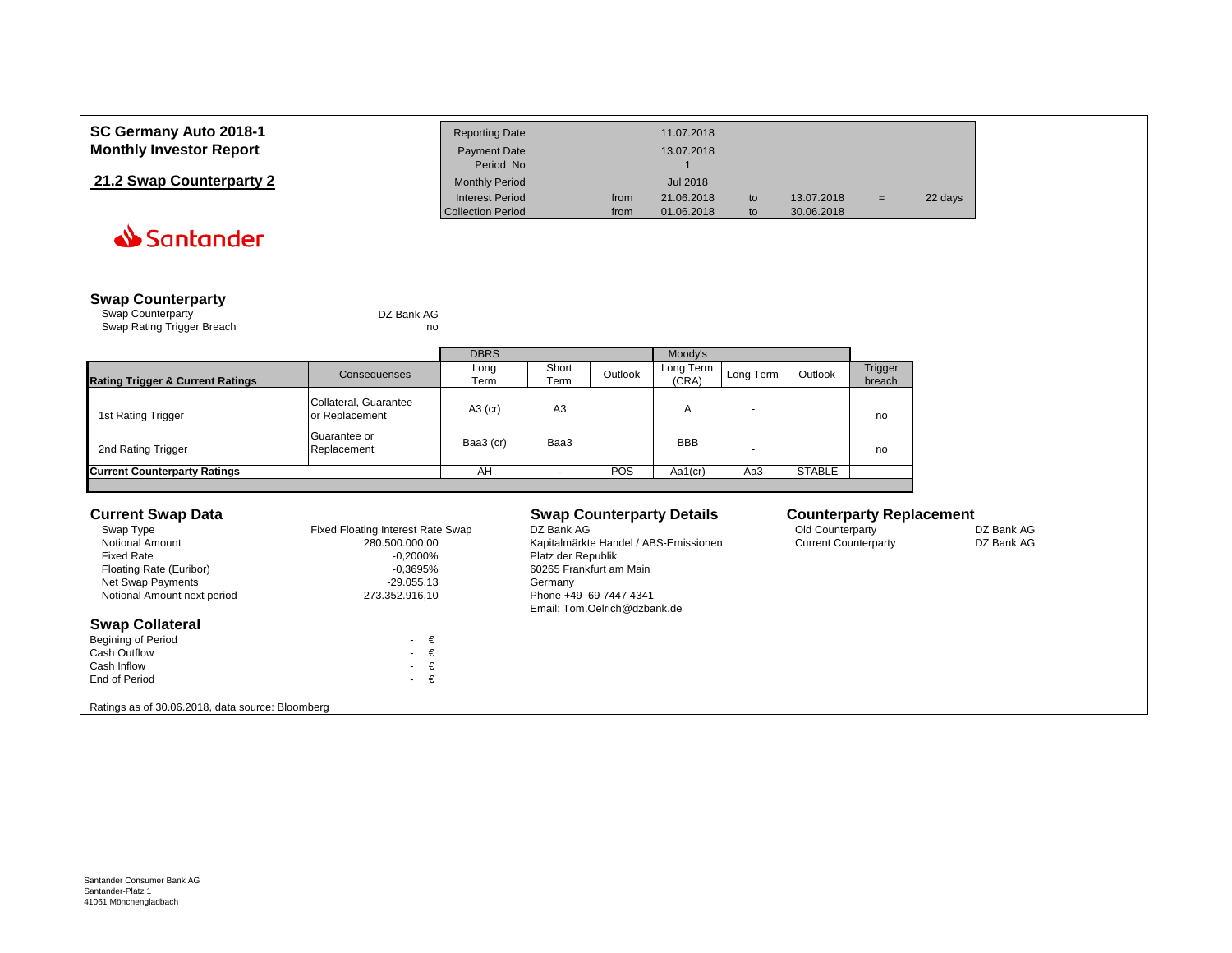# SC Germany Auto 2018-1
# Monthly Investor Report

## 21.2 Swap Counterparty 2

| | | | | | | |
|---|---|---|---|---|---|---|
| Reporting Date | | 11.07.2018 | | | | |
| Payment Date | | 13.07.2018 | | | | |
| Period No | | 1 | | | | |
| Monthly Period | | Jul 2018 | | | | |
| Interest Period | from | 21.06.2018 | to | 13.07.2018 | = | 22 days |
| Collection Period | from | 01.06.2018 | to | 30.06.2018 | | |

## Swap Counterparty

Swap Counterparty: DZ Bank AG

Swap Rating Trigger Breach: no

| Rating Trigger & Current Ratings | Consequenses | DBRS Long Term | DBRS Short Term | DBRS Outlook | Moody's Long Term (CRA) | Moody's Long Term | Moody's Outlook | Trigger breach |
|---|---|---|---|---|---|---|---|---|
| 1st Rating Trigger | Collateral, Guarantee or Replacement | A3 (cr) | A3 | | A | - | | no |
| 2nd Rating Trigger | Guarantee or Replacement | Baa3 (cr) | Baa3 | | BBB | - | | no |
| **Current Counterparty Ratings** | | AH | - | POS | Aa1(cr) | Aa3 | STABLE | |

## Current Swap Data

| | |
|---|---|
| Swap Type | Fixed Floating Interest Rate Swap |
| Notional Amount | 280.500.000,00 |
| Fixed Rate | -0,2000% |
| Floating Rate (Euribor) | -0,3695% |
| Net Swap Payments | -29.055,13 |
| Notional Amount next period | 273.352.916,10 |

## Swap Collateral

| | |
|---|---|
| Begining of Period | - € |
| Cash Outflow | - € |
| Cash Inflow | - € |
| End of Period | - € |

## Swap Counterparty Details

DZ Bank AG
Kapitalmärkte Handel / ABS-Emissionen
Platz der Republik
60265 Frankfurt am Main
Germany
Phone +49 69 7447 4341
Email: Tom.Oelrich@dzbank.de

## Counterparty Replacement

| | |
|---|---|
| Old Counterparty | DZ Bank AG |
| Current Counterparty | DZ Bank AG |

Ratings as of 30.06.2018, data source: Bloomberg

Santander Consumer Bank AG
Santander-Platz 1
41061 Mönchengladbach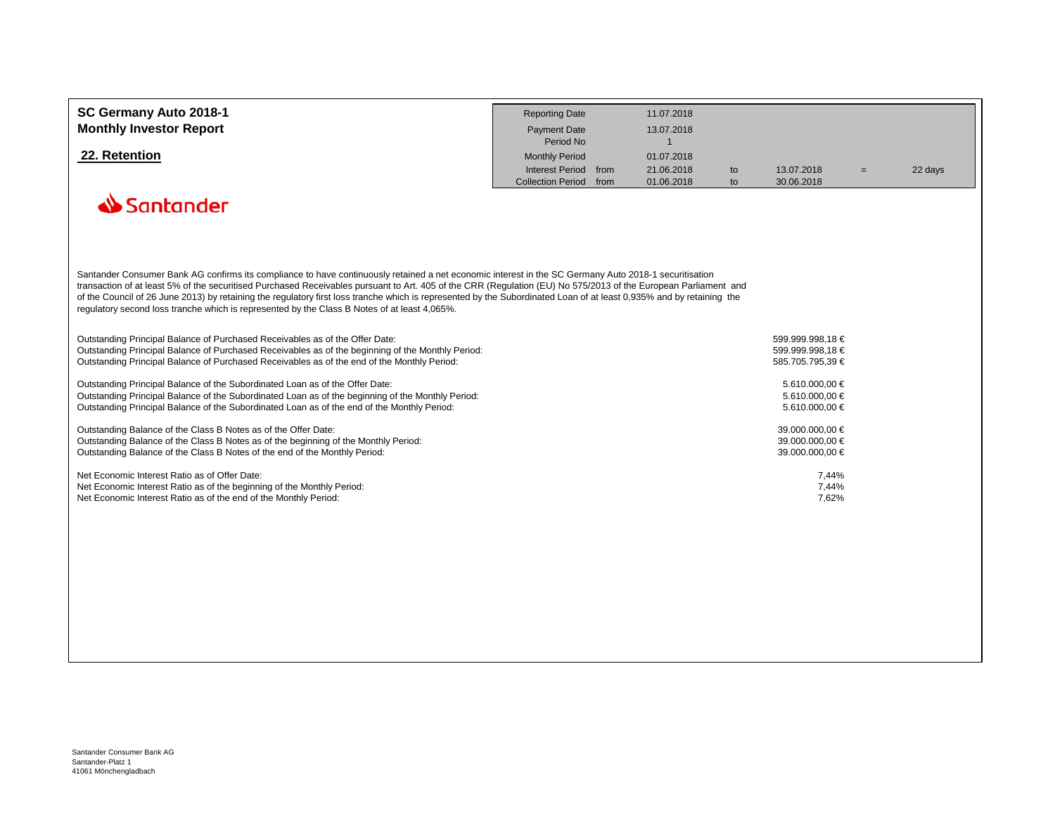# SC Germany Auto 2018-1
# Monthly Investor Report

## 22. Retention

| | | | | | | |
|---|---|---|---|---|---|---|
| Reporting Date | | 11.07.2018 | | | | |
| Payment Date | | 13.07.2018 | | | | |
| Period No | | 1 | | | | |
| Monthly Period | | 01.07.2018 | | | | |
| Interest Period | from | 21.06.2018 | to | 13.07.2018 | = | 22 days |
| Collection Period | from | 01.06.2018 | to | 30.06.2018 | | |

Santander

Santander Consumer Bank AG confirms its compliance to have continuously retained a net economic interest in the SC Germany Auto 2018-1 securitisation transaction of at least 5% of the securitised Purchased Receivables pursuant to Art. 405 of the CRR (Regulation (EU) No 575/2013 of the European Parliament and of the Council of 26 June 2013) by retaining the regulatory first loss tranche which is represented by the Subordinated Loan of at least 0,935% and by retaining the regulatory second loss tranche which is represented by the Class B Notes of at least 4,065%.

| | |
|---|---|
| Outstanding Principal Balance of Purchased Receivables as of the Offer Date: | 599.999.998,18 € |
| Outstanding Principal Balance of Purchased Receivables as of the beginning of the Monthly Period: | 599.999.998,18 € |
| Outstanding Principal Balance of Purchased Receivables as of the end of the Monthly Period: | 585.705.795,39 € |
| Outstanding Principal Balance of the Subordinated Loan as of the Offer Date: | 5.610.000,00 € |
| Outstanding Principal Balance of the Subordinated Loan as of the beginning of the Monthly Period: | 5.610.000,00 € |
| Outstanding Principal Balance of the Subordinated Loan as of the end of the Monthly Period: | 5.610.000,00 € |
| Outstanding Balance of the Class B Notes as of the Offer Date: | 39.000.000,00 € |
| Outstanding Balance of the Class B Notes as of the beginning of the Monthly Period: | 39.000.000,00 € |
| Outstanding Balance of the Class B Notes of the end of the Monthly Period: | 39.000.000,00 € |
| Net Economic Interest Ratio as of Offer Date: | 7,44% |
| Net Economic Interest Ratio as of the beginning of the Monthly Period: | 7,44% |
| Net Economic Interest Ratio as of the end of the Monthly Period: | 7,62% |

Santander Consumer Bank AG
Santander-Platz 1
41061 Mönchengladbach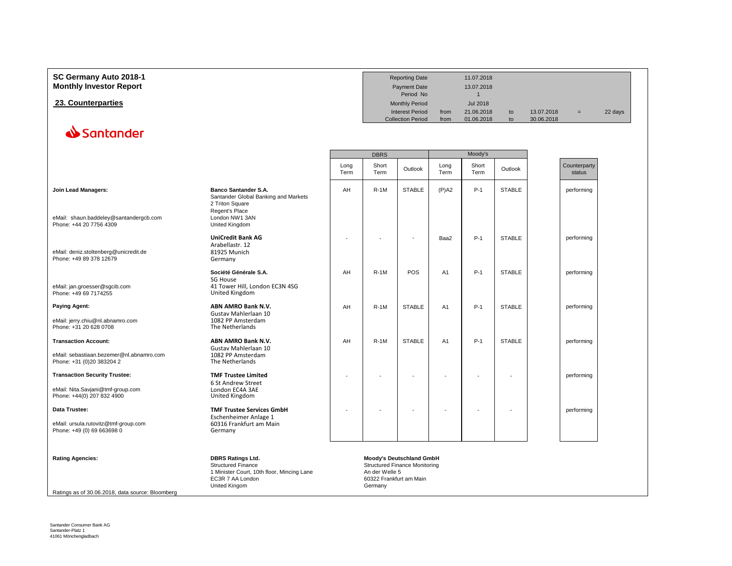**SC Germany Auto 2018-1**
**Monthly Investor Report**

## 23. Counterparties

| | | | | | |
|---|---|---|---|---|---|
| Reporting Date | | 11.07.2018 | | | |
| Payment Date | | 13.07.2018 | | | |
| Period No | | 1 | | | |
| Monthly Period | | Jul 2018 | | | |
| Interest Period | from | 21.06.2018 | to | 13.07.2018 | = 22 days |
| Collection Period | from | 01.06.2018 | to | 30.06.2018 | |

Santander

| | | DBRS | | | Moody's | | | |
|---|---|---|---|---|---|---|---|---|
| | | Long Term | Short Term | Outlook | Long Term | Short Term | Outlook | Counterparty status |
| **Join Lead Managers:**<br><br>eMail: shaun.baddeley@santandergcb.com<br>Phone: +44 20 7756 4309 | **Banco Santander S.A.**<br>Santander Global Banking and Markets<br>2 Triton Square<br>Regent's Place<br>London NW1 3AN<br>United Kingdom | AH | R-1M | STABLE | (P)A2 | P-1 | STABLE | performing |
| eMail: deniz.stoltenberg@unicredit.de<br>Phone: +49 89 378 12679 | **UniCredit Bank AG**<br>Arabellastr. 12<br>81925 Munich<br>Germany | - | - | - | Baa2 | P-1 | STABLE | performing |
| eMail: jan.groesser@sgcib.com<br>Phone: +49 69 7174255 | **Société Générale S.A.**<br>SG House<br>41 Tower Hill, London EC3N 4SG<br>United Kingdom | AH | R-1M | POS | A1 | P-1 | STABLE | performing |
| **Paying Agent:**<br><br>eMail: jerry.chiu@nl.abnamro.com<br>Phone: +31 20 628 0708 | **ABN AMRO Bank N.V.**<br>Gustav Mahlerlaan 10<br>1082 PP Amsterdam<br>The Netherlands | AH | R-1M | STABLE | A1 | P-1 | STABLE | performing |
| **Transaction Account:**<br><br>eMail: sebastiaan.bezemer@nl.abnamro.com<br>Phone: +31 (0)20 383204 2 | **ABN AMRO Bank N.V.**<br>Gustav Mahlerlaan 10<br>1082 PP Amsterdam<br>The Netherlands | AH | R-1M | STABLE | A1 | P-1 | STABLE | performing |
| **Transaction Security Trustee:**<br><br>eMail: Nita.Savjani@tmf-group.com<br>Phone: +44(0) 207 832 4900 | **TMF Trustee Limited**<br>6 St Andrew Street<br>London EC4A 3AE<br>United Kingdom | - | - | - | - | - | - | performing |
| **Data Trustee:**<br><br>eMail: ursula.rutovitz@tmf-group.com<br>Phone: +49 (0) 69 663698 0 | **TMF Trustee Services GmbH**<br>Eschenheimer Anlage 1<br>60316 Frankfurt am Main<br>Germany | - | - | - | - | - | - | performing |

**Rating Agencies:**

**DBRS Ratings Ltd.**
Structured Finance
1 Minister Court, 10th floor, Mincing Lane
EC3R 7 AA London
United Kingom

**Moody's Deutschland GmbH**
Structured Finance Monitoring
An der Welle 5
60322 Frankfurt am Main
Germany

Ratings as of 30.06.2018, data source: Bloomberg

Santander Consumer Bank AG
Santander-Platz 1
41061 Mönchengladbach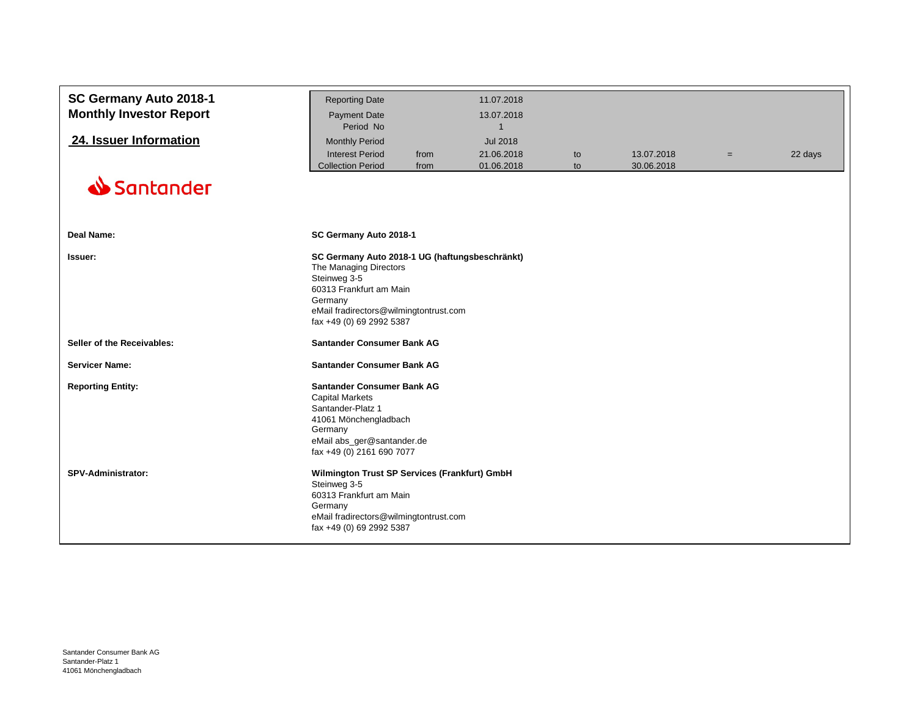# SC Germany Auto 2018-1
## Monthly Investor Report

## 24. Issuer Information

| | | | | | | |
|---|---|---|---|---|---|---|
| Reporting Date | | 11.07.2018 | | | | |
| Payment Date | | 13.07.2018 | | | | |
| Period No | | 1 | | | | |
| Monthly Period | | Jul 2018 | | | | |
| Interest Period | from | 21.06.2018 | to | 13.07.2018 | = | 22 days |
| Collection Period | from | 01.06.2018 | to | 30.06.2018 | | |

Santander

| | |
|---|---|
| **Deal Name:** | **SC Germany Auto 2018-1** |
| **Issuer:** | **SC Germany Auto 2018-1 UG (haftungsbeschränkt)**<br>The Managing Directors<br>Steinweg 3-5<br>60313 Frankfurt am Main<br>Germany<br>eMail fradirectors@wilmingtontrust.com<br>fax +49 (0) 69 2992 5387 |
| **Seller of the Receivables:** | **Santander Consumer Bank AG** |
| **Servicer Name:** | **Santander Consumer Bank AG** |
| **Reporting Entity:** | **Santander Consumer Bank AG**<br>Capital Markets<br>Santander-Platz 1<br>41061 Mönchengladbach<br>Germany<br>eMail abs_ger@santander.de<br>fax +49 (0) 2161 690 7077 |
| **SPV-Administrator:** | **Wilmington Trust SP Services (Frankfurt) GmbH**<br>Steinweg 3-5<br>60313 Frankfurt am Main<br>Germany<br>eMail fradirectors@wilmingtontrust.com<br>fax +49 (0) 69 2992 5387 |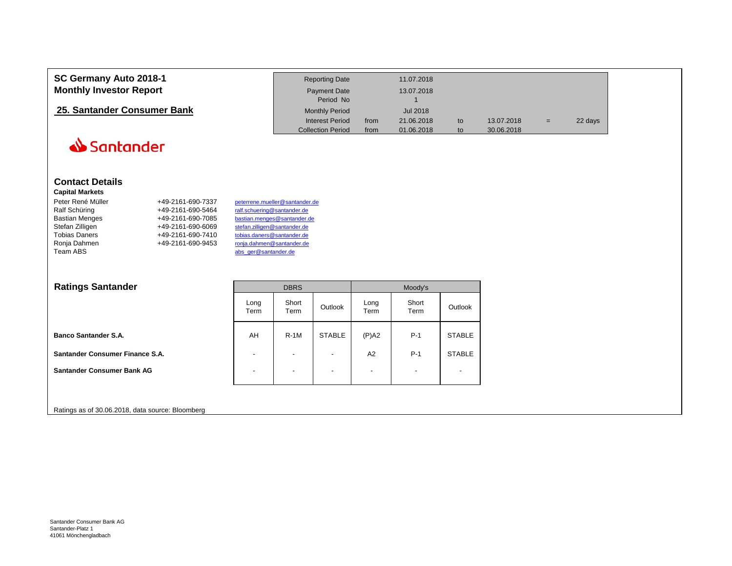# SC Germany Auto 2018-1
## Monthly Investor Report

## 25. Santander Consumer Bank

| | | | | | | |
|---|---|---|---|---|---|---|
| Reporting Date | | 11.07.2018 | | | | |
| Payment Date | | 13.07.2018 | | | | |
| Period No | | 1 | | | | |
| Monthly Period | | Jul 2018 | | | | |
| Interest Period | from | 21.06.2018 | to | 13.07.2018 | = | 22 days |
| Collection Period | from | 01.06.2018 | to | 30.06.2018 | | |

Santander

## Contact Details

**Capital Markets**

| | | |
|---|---|---|
| Peter René Müller | +49-2161-690-7337 | peterrene.mueller@santander.de |
| Ralf Schüring | +49-2161-690-5464 | ralf.schuering@santander.de |
| Bastian Menges | +49-2161-690-7085 | bastian.menges@santander.de |
| Stefan Zilligen | +49-2161-690-6069 | stefan.zilligen@santander.de |
| Tobias Daners | +49-2161-690-7410 | tobias.daners@santander.de |
| Ronja Dahmen | +49-2161-690-9453 | ronja.dahmen@santander.de |
| Team ABS | | abs_ger@santander.de |

## Ratings Santander

| | DBRS | | | Moody's | | |
|---|---|---|---|---|---|---|
| | Long Term | Short Term | Outlook | Long Term | Short Term | Outlook |
| **Banco Santander S.A.** | AH | R-1M | STABLE | (P)A2 | P-1 | STABLE |
| **Santander Consumer Finance S.A.** | - | - | - | A2 | P-1 | STABLE |
| **Santander Consumer Bank AG** | - | - | - | - | - | - |

Ratings as of 30.06.2018, data source: Bloomberg

Santander Consumer Bank AG
Santander-Platz 1
41061 Mönchengladbach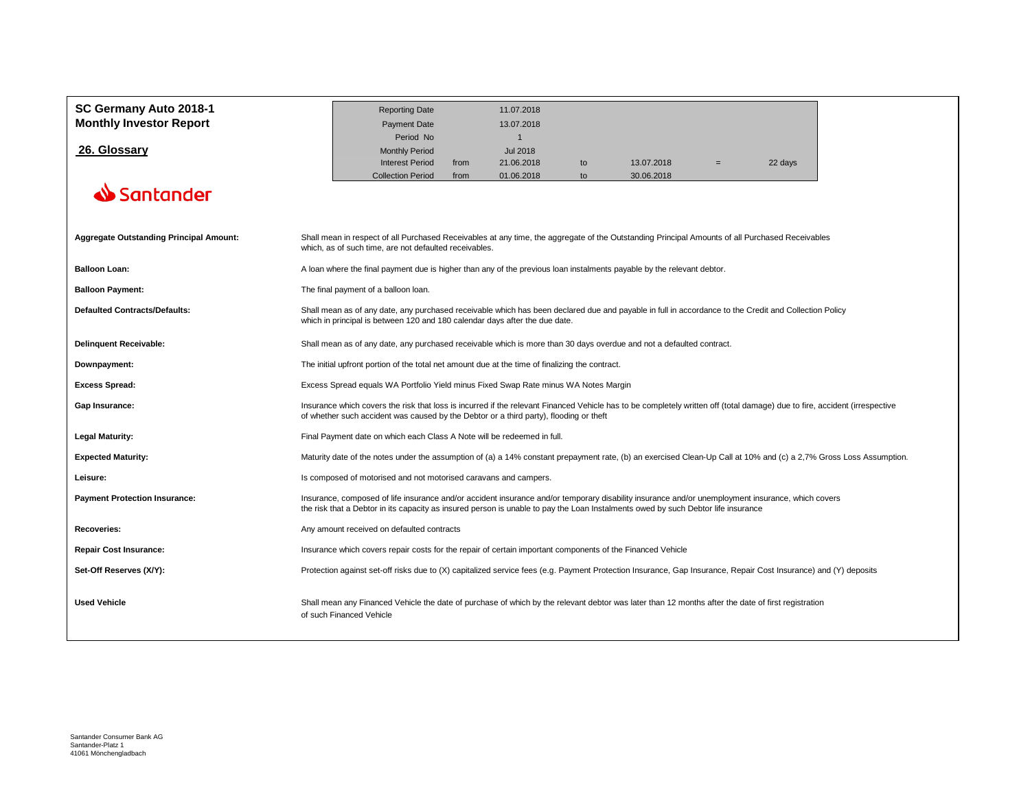# SC Germany Auto 2018-1
## Monthly Investor Report

## 26. Glossary

| | | | | | | |
|---|---|---|---|---|---|---|
| Reporting Date | | 11.07.2018 | | | | |
| Payment Date | | 13.07.2018 | | | | |
| Period No | | 1 | | | | |
| Monthly Period | | Jul 2018 | | | | |
| Interest Period | from | 21.06.2018 | to | 13.07.2018 | = | 22 days |
| Collection Period | from | 01.06.2018 | to | 30.06.2018 | | |

Santander

| | |
|---|---|
| **Aggregate Outstanding Principal Amount:** | Shall mean in respect of all Purchased Receivables at any time, the aggregate of the Outstanding Principal Amounts of all Purchased Receivables which, as of such time, are not defaulted receivables. |
| **Balloon Loan:** | A loan where the final payment due is higher than any of the previous loan instalments payable by the relevant debtor. |
| **Balloon Payment:** | The final payment of a balloon loan. |
| **Defaulted Contracts/Defaults:** | Shall mean as of any date, any purchased receivable which has been declared due and payable in full in accordance to the Credit and Collection Policy which in principal is between 120 and 180 calendar days after the due date. |
| **Delinquent Receivable:** | Shall mean as of any date, any purchased receivable which is more than 30 days overdue and not a defaulted contract. |
| **Downpayment:** | The initial upfront portion of the total net amount due at the time of finalizing the contract. |
| **Excess Spread:** | Excess Spread equals WA Portfolio Yield minus Fixed Swap Rate minus WA Notes Margin |
| **Gap Insurance:** | Insurance which covers the risk that loss is incurred if the relevant Financed Vehicle has to be completely written off (total damage) due to fire, accident (irrespective of whether such accident was caused by the Debtor or a third party), flooding or theft |
| **Legal Maturity:** | Final Payment date on which each Class A Note will be redeemed in full. |
| **Expected Maturity:** | Maturity date of the notes under the assumption of (a) a 14% constant prepayment rate, (b) an exercised Clean-Up Call at 10% and (c) a 2,7% Gross Loss Assumption. |
| **Leisure:** | Is composed of motorised and not motorised caravans and campers. |
| **Payment Protection Insurance:** | Insurance, composed of life insurance and/or accident insurance and/or temporary disability insurance and/or unemployment insurance, which covers the risk that a Debtor in its capacity as insured person is unable to pay the Loan Instalments owed by such Debtor life insurance |
| **Recoveries:** | Any amount received on defaulted contracts |
| **Repair Cost Insurance:** | Insurance which covers repair costs for the repair of certain important components of the Financed Vehicle |
| **Set-Off Reserves (X/Y):** | Protection against set-off risks due to (X) capitalized service fees (e.g. Payment Protection Insurance, Gap Insurance, Repair Cost Insurance) and (Y) deposits |
| **Used Vehicle** | Shall mean any Financed Vehicle the date of purchase of which by the relevant debtor was later than 12 months after the date of first registration of such Financed Vehicle |

Santander Consumer Bank AG
Santander-Platz 1
41061 Mönchengladbach